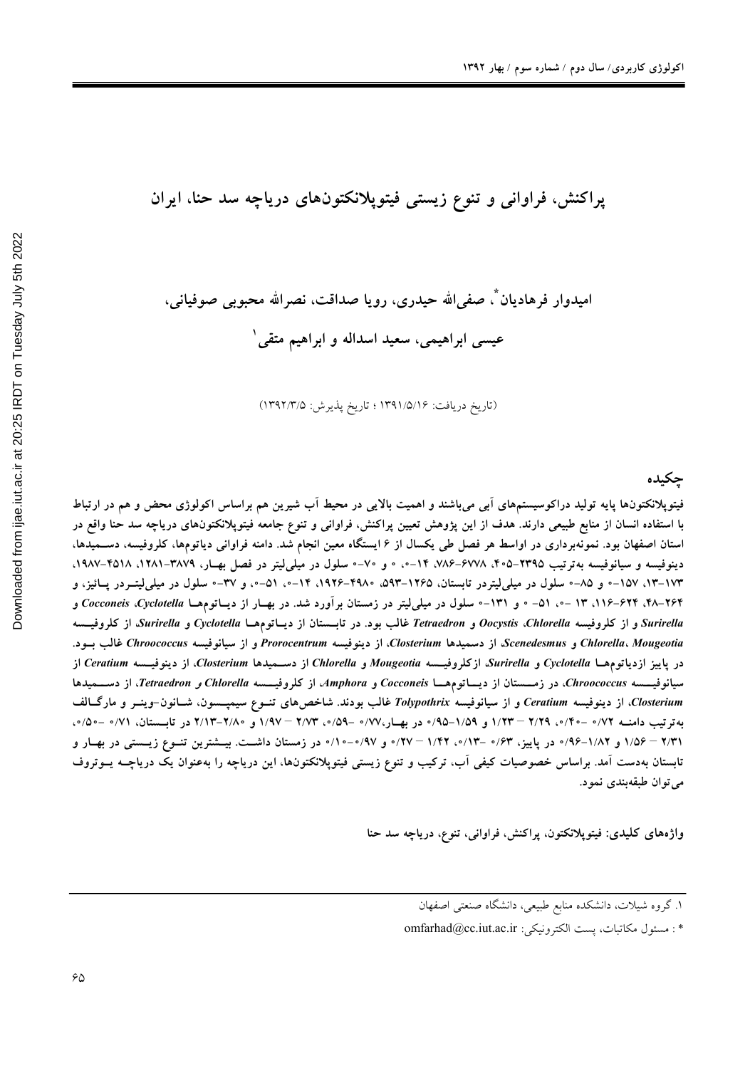# پراکنش، فراوانی و تنوع زیستی فیتوپلانکتون‌های دریاچه سد حنا، ایران

**امیدوار فرهادیان\*، صفی‌الله حیدری، رویا صداقت، نصرالله محبوبی صوفیانی، عیسی ابراهیمی، سعید اسداله و ابراهیم متقی[1]**

(تاریخ دریافت: ۱۳۹۱/۵/۱۶ ؛ تاریخ پذیرش: ۱۳۹۲/۳/۵)

## چکیده

فیتوپلانکتون‌ها پایه تولید دراکوسیستم‌های آبی می‌باشند و اهمیت بالایی در محیط آب شیرین هم براساس اکولوژی محض و هم در ارتباط با استفاده انسان از منابع طبیعی دارند. هدف از این پژوهش تعیین پراکنش، فراوانی و تنوع جامعه فیتوپلانکتون‌های دریاچه سد حنا واقع در استان اصفهان بود. نمونه‌برداری در اواسط هر فصل طی یکسال از ۶ ایستگاه معین انجام شد. دامنه فراوانی دیاتوم‌ها، کلروفیسه، دسمیدها، دینوفیسه و سیانوفیسه به‌ترتیب ۲۳۹۵-۴۰۵، ۶۷۷۸-۷۸۶، ۱۴-۰، ۰ و ۷۰-۰ سلول در میلی‌لیتر در فصل بهار، ۳۸۷۹-۱۲۸۱، ۴۵۱۸-۱۹۸۷، ۱۷۳-۱۳، ۱۵۷-۰ و ۸۵-۰ سلول در میلی‌لیتردر تابستان، ۱۲۶۵-۵۹۳، ۴۹۸۰-۱۹۲۶، ۱۴-۰، ۵۱-۰، و ۳۷-۰ سلول در میلی‌لیتردر پائیز، و ۲۶۴-۴۸، ۶۲۴-۱۱۶، ۱۳ -۰، ۵۱- ۰ و ۱۳۱-۰ سلول در میلی‌لیتر در زمستان برآورد شد. در بهار از دیاتوم‌ها *Cocconeis*، *Cyclotella* و *Surirella* و از کلروفیسه *Oocystis*، *Chlorella* و *Tetraedron* غالب بود. در تابستان از دیاتوم‌ها *Cyclotella* و *Surirella*، از کلروفیسه *Mougeotia*، *Chlorella* و *Scenedesmus*، از دسمیدها *Closterium*، از دینوفیسه *Prorocentrum* و از سیانوفیسه *Chroococcus* غالب بود. در پاییز ازدیاتوم‌ها *Cyclotella* و *Surirella*، ازکلروفیسه *Mougeotia* و *Chlorella* از دسمیدها *Closterium*، از دینوفیسه *Ceratium* از سیانوفیسه *Chroococcus*، در زمستان از دیاتوم‌ها *Cocconeis* و *Amphora* از کلروفیسه *Chlorella* و *Tetraedron*، از دسمیدها *Closterium*، از دینوفیسه *Ceratium* و از سیانوفیسه *Tolypothrix* غالب بودند. شاخص‌های تنوع سیمپسون، شانون-وینر و مارگالف به‌ترتیب دامنه ۰/۷۲ -۰/۴۰، ۲/۲۹ – ۱/۲۳ و ۱/۵۹-۰/۹۵ در بهار،۰/۷۷ -۰/۵۹، ۲/۷۳ – ۱/۹۷ و ۲/۸۰-۲/۱۳ در تابستان، ۰/۷۱ -۰/۵۰، ۲/۳۱ – ۱/۵۶ و ۱/۸۲-۰/۹۶ در پاییز، ۰/۶۳ -۰/۱۳، ۱/۴۲ – ۰/۲۷ و ۰/۹۷-۰/۱۰ در زمستان داشت. بیشترین تنوع زیستی در بهار و تابستان به‌دست آمد. براساس خصوصیات کیفی آب، ترکیب و تنوع زیستی فیتوپلانکتون‌ها، این دریاچه را به‌عنوان یک دریاچه یوتروف می‌توان طبقه‌بندی نمود.

**واژه‌های کلیدی:** فیتوپلانکتون، پراکنش، فراوانی، تنوع، دریاچه سد حنا

---

۱. گروه شیلات، دانشکده منابع طبیعی، دانشگاه صنعتی اصفهان

\* : مسئول مکاتبات، پست الکترونیکی: omfarhad@cc.iut.ac.ir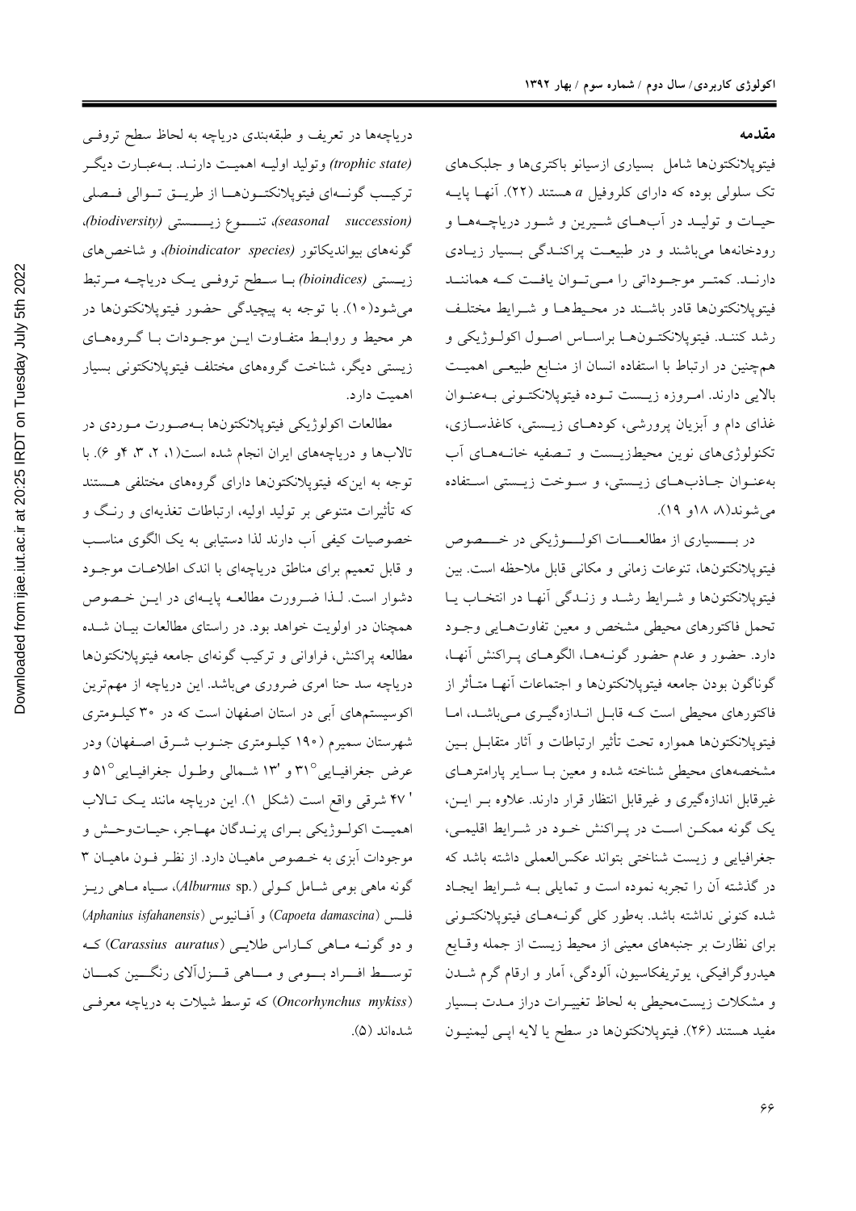## مقدمه

فیتوپلانکتون‌ها شامل بسیاری ازسیانو باکتری‌ها و جلبک‌های تک سلولی بوده که دارای کلروفیل *a* هستند (۲۲). آنها پایه حیات و تولید در آب‌های شیرین و شور دریاچه‌ها و رودخانه‌ها می‌باشند و در طبیعت پراکندگی بسیار زیادی دارند. کمتر موجوداتی را می‌توان یافت که همانند فیتوپلانکتون‌ها قادر باشند در محیط‌ها و شرایط مختلف رشد کنند. فیتوپلانکتون‌ها براساس اصول اکولوژیکی و همچنین در ارتباط با استفاده انسان از منابع طبیعی اهمیت بالایی دارند. امروزه زیست توده فیتوپلانکتونی به‌عنوان غذای دام و آبزیان پرورشی، کودهای زیستی، کاغذسازی، تکنولوژی‌های نوین محیط‌زیست و تصفیه خانه‌های آب به‌عنوان جاذب‌های زیستی، و سوخت زیستی استفاده می‌شوند(۸، ۱۸و ۱۹).

در بسیاری از مطالعات اکولوژیکی در خصوص فیتوپلانکتون‌ها، تنوعات زمانی و مکانی قابل ملاحظه است. بین فیتوپلانکتون‌ها و شرایط رشد و زندگی آنها در انتخاب یا تحمل فاکتورهای محیطی مشخص و معین تفاوت‌هایی وجود دارد. حضور و عدم حضور گونه‌ها، الگوهای پراکنش آنها، گوناگون بودن جامعه فیتوپلانکتون‌ها و اجتماعات آنها متأثر از فاکتورهای محیطی است که قابل اندازه‌گیری می‌باشد، اما فیتوپلانکتون‌ها همواره تحت تأثیر ارتباطات و آثار متقابل بین مشخصه‌های محیطی شناخته شده و معین با سایر پارامترهای غیرقابل اندازه‌گیری و غیرقابل انتظار قرار دارند. علاوه بر این، یک گونه ممکن است در پراکنش خود در شرایط اقلیمی، جغرافیایی و زیست شناختی بتواند عکس‌العملی داشته باشد که در گذشته آن را تجربه نموده است و تمایلی به شرایط ایجاد شده کنونی نداشته باشد. به‌طور کلی گونه‌های فیتوپلانکتونی برای نظارت بر جنبه‌های معینی از محیط زیست از جمله وقایع هیدروگرافیکی، یوتریفکاسیون، آلودگی، آمار و ارقام گرم شدن و مشکلات زیست‌محیطی به لحاظ تغییرات دراز مدت بسیار مفید هستند (۲۶). فیتوپلانکتون‌ها در سطح یا لایه اپی لیمنیون دریاچه‌ها در تعریف و طبقه‌بندی دریاچه به لحاظ سطح تروفی *(trophic state)* وتولید اولیه اهمیت دارند. به‌عبارت دیگر ترکیب گونه‌ای فیتوپلانکتون‌ها از طریق توالی فصلی *(seasonal succession)*، تنوع زیستی *(biodiversity)*، گونه‌های بیواندیکاتور *(bioindicator species)*، و شاخص‌های زیستی *(bioindices)* با سطح تروفی یک دریاچه مرتبط می‌شود(۱۰). با توجه به پیچیدگی حضور فیتوپلانکتون‌ها در هر محیط و روابط متفاوت این موجودات با گروه‌های زیستی دیگر، شناخت گروه‌های مختلف فیتوپلانکتونی بسیار اهمیت دارد.

مطالعات اکولوژیکی فیتوپلانکتون‌ها به‌صورت موردی در تالاب‌ها و دریاچه‌های ایران انجام شده است(۱، ۲، ۳، ۴و ۶). با توجه به این‌که فیتوپلانکتون‌ها دارای گروه‌های مختلفی هستند که تأثیرات متنوعی بر تولید اولیه، ارتباطات تغذیه‌ای و رنگ و خصوصیات کیفی آب دارند لذا دستیابی به یک الگوی مناسب و قابل تعمیم برای مناطق دریاچه‌ای با اندک اطلاعات موجود دشوار است. لذا ضرورت مطالعه پایه‌ای در این خصوص همچنان در اولویت خواهد بود. در راستای مطالعات بیان شده مطالعه پراکنش، فراوانی و ترکیب گونه‌ای جامعه فیتوپلانکتون‌ها دریاچه سد حنا امری ضروری می‌باشد. این دریاچه از مهم‌ترین اکوسیستم‌های آبی در استان اصفهان است که در ۳۰ کیلومتری شهرستان سمیرم (۱۹۰ کیلومتری جنوب شرق اصفهان) ودر عرض جغرافیایی °۳۱ و '۱۳ شمالی وطول جغرافیایی °۵۱ و '۴۷ شرقی واقع است (شکل ۱). این دریاچه مانند یک تالاب اهمیت اکولوژیکی برای پرندگان مهاجر، حیات‌وحش و موجودات آبزی به خصوص ماهیان دارد. از نظر فون ماهیان ۳ گونه ماهی بومی شامل کولی (*Alburnus* sp.)، سیاه ماهی ریز فلس (*Capoeta damascina*) و آفانیوس (*Aphanius isfahanensis*) و دو گونه ماهی کاراس طلایی (*Carassius auratus*) که توسط افراد بومی و ماهی قزل‌آلای رنگین کمان (*Oncorhynchus mykiss*) که توسط شیلات به دریاچه معرفی شده‌اند (۵).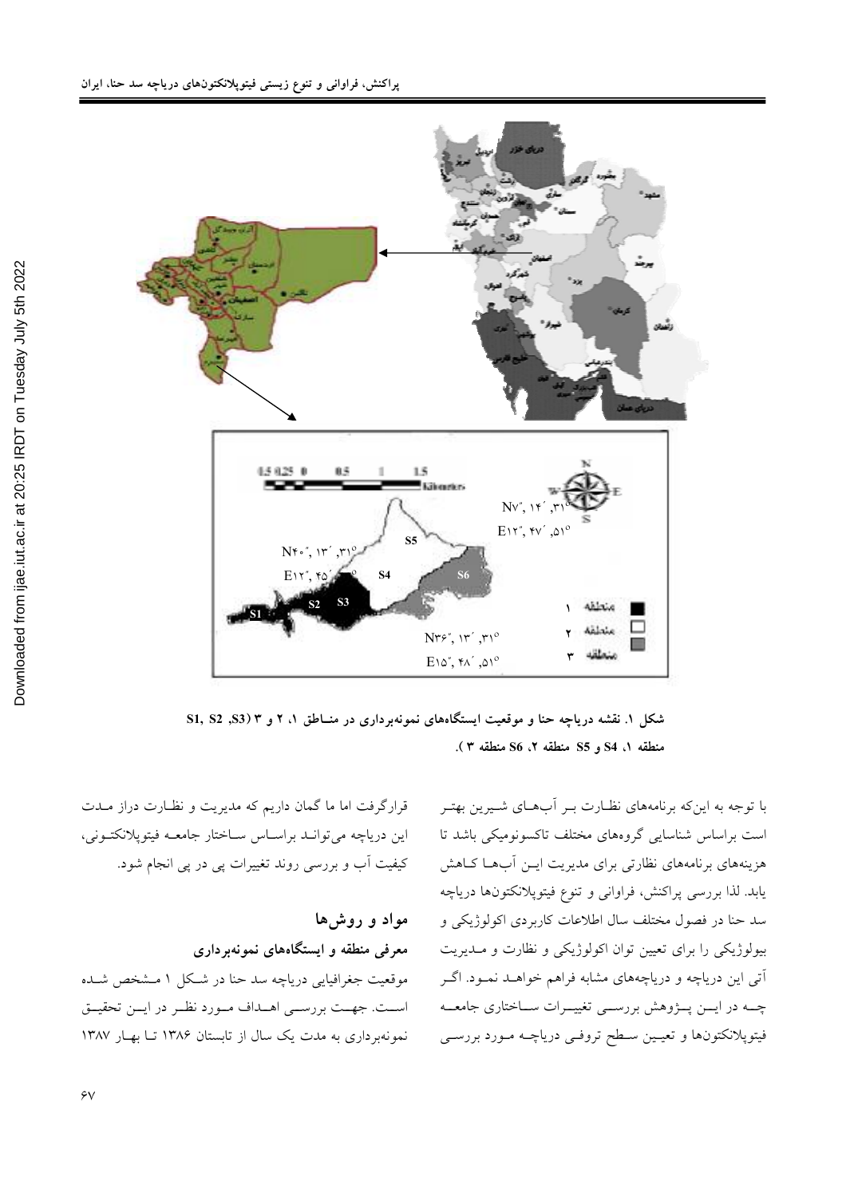شکل ۱. نقشه دریاچه حنا و موقعیت ایستگاه‌های نمونه‌برداری در منـاطق ۱، ۲ و ۳ (S1, S2 ,S3 منطقه ۱، S4 و S5 منطقه ۲، S6 منطقه ۳ ).

با توجه به اینکه برنامه‌های نظارت بـر آب‌هـای شـیرین بهتـر است براساس شناسایی گروه‌های مختلف تاکسونومیکی باشد تا هزینه‌های برنامه‌های نظارتی برای مدیریت ایـن آب‌هـا کـاهش یابد. لذا بررسی پراکنش، فراوانی و تنوع فیتوپلانکتون‌ها دریاچه سد حنا در فصول مختلف سال اطلاعات کاربردی اکولوژیکی و بیولوژیکی را برای تعیین توان اکولوژیکی و نظارت و مـدیریت آتی این دریاچه و دریاچه‌های مشابه فراهم خواهـد نمـود. اگـر چـه در ایـن پـژوهش بررسـی تغییـرات سـاختاری جامعـه فیتوپلانکتون‌ها و تعیین سـطح تروفـی دریاچـه مـورد بررسـی قرارگرفت اما ما گمان داریم که مدیریت و نظـارت دراز مـدت این دریاچه می‌توانـد براسـاس سـاختار جامعـه فیتوپلانکتـونی، کیفیت آب و بررسی روند تغییرات پی در پی انجام شود.

## مواد و روش‌ها

### معرفی منطقه و ایستگاه‌های نمونه‌برداری

موقعیت جغرافیایی دریاچه سد حنا در شـکل ۱ مـشخص شـده اسـت. جهـت بررسـی اهـداف مـورد نظـر در ایـن تحقیـق نمونه‌برداری به مدت یک سال از تابستان ۱۳۸۶ تـا بهـار ۱۳۸۷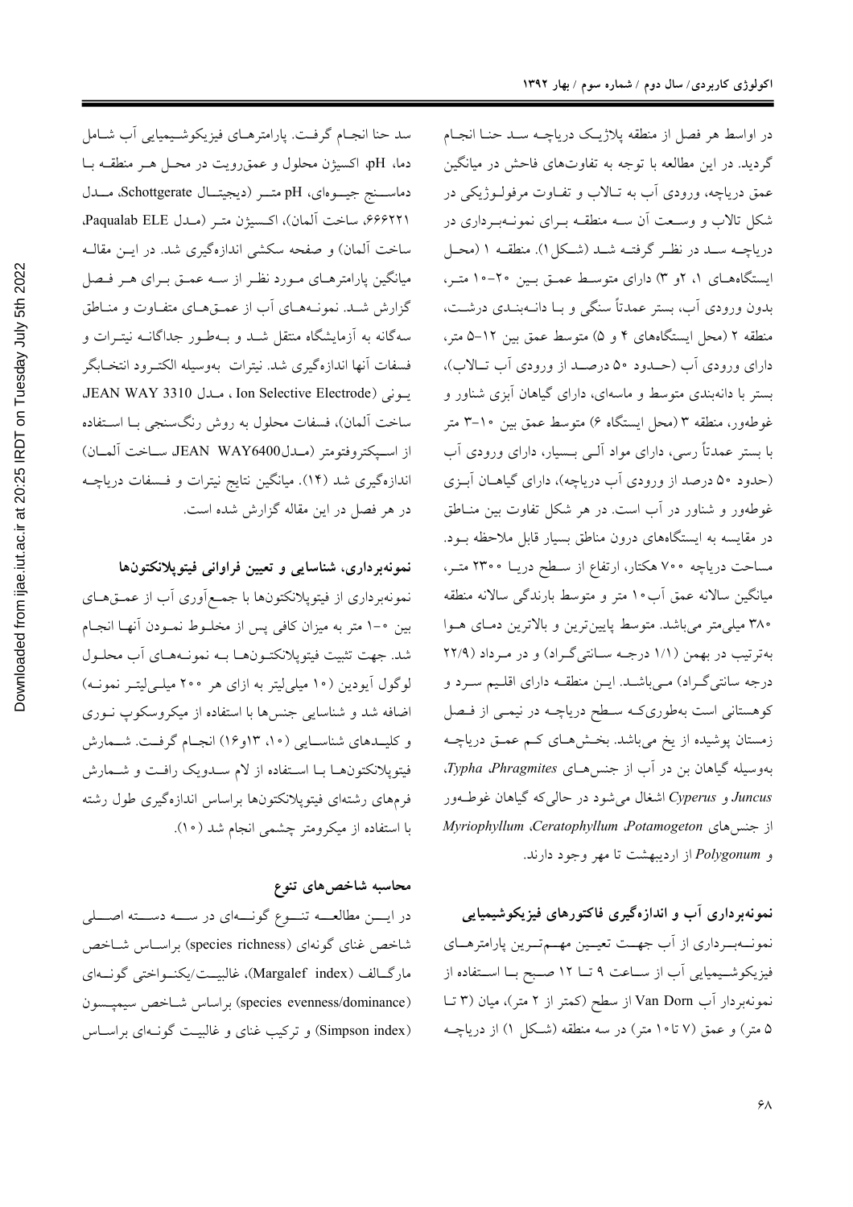در اواسط هر فصل از منطقه پلاژیک دریاچه سد حنا انجام گردید. در این مطالعه با توجه به تفاوت‌های فاحش در میانگین عمق دریاچه، ورودی آب به تالاب و تفاوت مرفولوژیکی در شکل تالاب و وسعت آن سه منطقه برای نمونه‌برداری در دریاچه سد در نظر گرفته شد (شکل ۱). منطقه ۱ (محل ایستگاه‌های ۱، ۲و ۳) دارای متوسط عمق بین ۲۰-۱۰ متر، بدون ورودی آب، بستر عمدتاً سنگی و با دانه‌بندی درشت، منطقه ۲ (محل ایستگاه‌های ۴ و ۵) متوسط عمق بین ۱۲-۵ متر، دارای ورودی آب (حدود ۵۰ درصد از ورودی آب تالاب)، بستر با دانه‌بندی متوسط و ماسه‌ای، دارای گیاهان آبزی شناور و غوطه‌ور، منطقه ۳ (محل ایستگاه ۶) متوسط عمق بین ۱۰-۳ متر با بستر عمدتاً رسی، دارای مواد آلی بسیار، دارای ورودی آب (حدود ۵۰ درصد از ورودی آب دریاچه)، دارای گیاهان آبزی غوطه‌ور و شناور در آب است. در هر شکل تفاوت بین مناطق در مقایسه به ایستگاه‌های درون مناطق بسیار قابل ملاحظه بود. مساحت دریاچه ۷۰۰ هکتار، ارتفاع از سطح دریا ۲۳۰۰ متر، میانگین سالانه عمق آب ۱۰ متر و متوسط بارندگی سالانه منطقه ۳۸۰ میلی‌متر می‌باشد. متوسط پایین‌ترین و بالاترین دمای هوا به‌ترتیب در بهمن (۱/۱ درجه سانتی‌گراد) و در مرداد (۲۲/۹ درجه سانتی‌گراد) می‌باشد. این منطقه دارای اقلیم سرد و کوهستانی است به‌طوری‌که سطح دریاچه در نیمی از فصل زمستان پوشیده از یخ می‌باشد. بخش‌های کم عمق دریاچه به‌وسیله گیاهان بن در آب از جنس‌های *Typha* ،*Phragmites*، *Juncus* و *Cyperus* اشغال می‌شود در حالی‌که گیاهان غوطه‌ور از جنس‌های *Myriophyllum* ،*Ceratophyllum* ،*Potamogeton* و *Polygonum* از اردیبهشت تا مهر وجود دارند.

### نمونه‌برداری آب و اندازه‌گیری فاکتورهای فیزیکوشیمیایی

نمونه‌برداری از آب جهت تعیین مهم‌ترین پارامترهای فیزیکوشیمیایی آب از ساعت ۹ تا ۱۲ صبح با استفاده از نمونه‌بردار آب Van Dorn از سطح (کمتر از ۲ متر)، میان (۳ تا ۵ متر) و عمق (۷ تا ۱۰ متر) در سه منطقه (شکل ۱) از دریاچه سد حنا انجام گرفت. پارامترهای فیزیکوشیمیایی آب شامل دما، pH، اکسیژن محلول و عمق‌رویت در محل هر منطقه با دماسنج جیوه‌ای، pH متر (دیجیتال Schottgerate، مدل ۶۶۶۲۲۱، ساخت آلمان)، اکسیژن متر (مدل Paqualab ELE، ساخت آلمان) و صفحه سکشی اندازه‌گیری شد. در این مقاله میانگین پارامترهای مورد نظر از سه عمق برای هر فصل گزارش شد. نمونه‌های آب از عمق‌های متفاوت و مناطق سه‌گانه به آزمایشگاه منتقل شد و به‌طور جداگانه نیترات و فسفات آنها اندازه‌گیری شد. نیترات به‌وسیله الکترود انتخابگر یونی (Ion Selective Electrode ، مدل JEAN WAY 3310، ساخت آلمان)، فسفات محلول به روش رنگ‌سنجی با استفاده از اسپکتروفتومتر (مدل JEAN WAY6400 ساخت آلمان) اندازه‌گیری شد (۱۴). میانگین نتایج نیترات و فسفات دریاچه در هر فصل در این مقاله گزارش شده است.

### نمونه‌برداری، شناسایی و تعیین فراوانی فیتوپلانکتون‌ها

نمونه‌برداری از فیتوپلانکتون‌ها با جمع‌آوری آب از عمق‌های بین ۰-۱ متر به میزان کافی پس از مخلوط نمودن آنها انجام شد. جهت تثبیت فیتوپلانکتون‌ها به نمونه‌های آب محلول لوگول آیودین (۱۰ میلی‌لیتر به ازای هر ۲۰۰ میلی‌لیتر نمونه) اضافه شد و شناسایی جنس‌ها با استفاده از میکروسکوپ نوری و کلیدهای شناسایی (۱۰، ۱۳و۱۶) انجام گرفت. شمارش فیتوپلانکتون‌ها با استفاده از لام سدویک رافت و شمارش فرم‌های رشته‌ای فیتوپلانکتون‌ها براساس اندازه‌گیری طول رشته با استفاده از میکرومتر چشمی انجام شد (۱۰).

### محاسبه شاخص‌های تنوع

در این مطالعه تنوع گونه‌ای در سه دسته اصلی شاخص غنای گونه‌ای (species richness) براساس شاخص مارگالف (Margalef index)، غالبیت/یکنواختی گونه‌ای (species evenness/dominance) براساس شاخص سیمپسون (Simpson index) و ترکیب غنای و غالبیت گونه‌ای براساس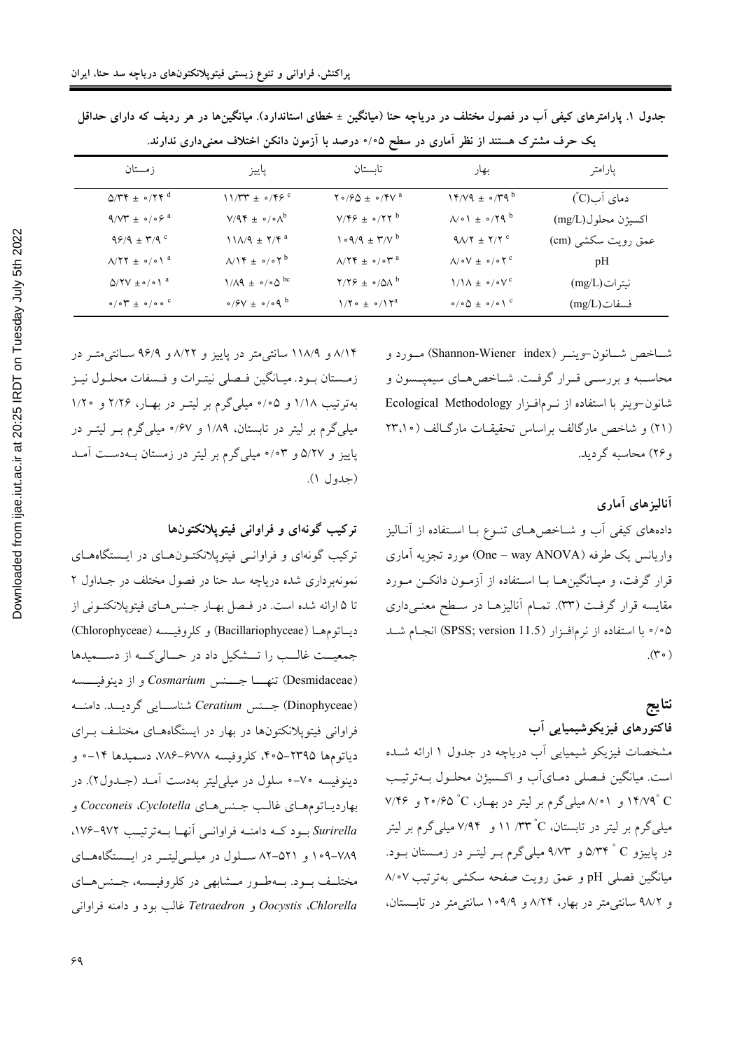جدول ۱. پارامترهای کیفی آب در فصول مختلف در دریاچه حنا (میانگین ± خطای استاندارد). میانگین‌ها در هر ردیف که دارای حداقل یک حرف مشترک هستند از نظر آماری در سطح ۰/۰۵ درصد با آزمون دانکن اختلاف معنی‌داری ندارند.

| پارامتر | بهار | تابستان | پاییز | زمستان |
|---|---|---|---|---|
| دمای آب(°C) | ۱۴/۷۹ ± ۰/۳۹ [b] | ۲۰/۶۵ ± ۰/۴۷ [a] | ۱۱/۳۳ ± ۰/۴۶ [c] | ۵/۳۴ ± ۰/۲۴ [d] |
| اکسیژن محلول(mg/L) | ۸/۰۱ ± ۰/۲۹ [b] | ۷/۴۶ ± ۰/۲۲ [b] | ۷/۹۴ ± ۰/۰۸ [b] | ۹/۷۳ ± ۰/۰۶ [a] |
| عمق رویت سکشی (cm) | ۹۸/۲ ± ۲/۲ [c] | ۱۰۹/۹ ± ۳/۷ [b] | ۱۱۸/۹ ± ۲/۴ [a] | ۹۶/۹ ± ۳/۹ [c] |
| pH | ۸/۰۷ ± ۰/۰۲ [c] | ۸/۲۴ ± ۰/۰۳ [a] | ۸/۱۴ ± ۰/۰۲ [b] | ۸/۲۲ ± ۰/۰۱ [a] |
| نیترات(mg/L) | ۱/۱۸ ± ۰/۰۷ [c] | ۲/۲۶ ± ۰/۵۸ [b] | ۱/۸۹ ± ۰/۰۵ [bc] | ۵/۲۷ ± ۰/۰۱ [a] |
| فسفات(mg/L) | ۰/۰۵ ± ۰/۰۱ [c] | ۱/۲۰ ± ۰/۱۲ [a] | ۰/۶۷ ± ۰/۰۹ [b] | ۰/۰۳ ± ۰/۰۰ [c] |

شـاخص شـانون-وینـر (Shannon-Wiener index) مـورد و محاسـبه و بررسـی قـرار گرفـت. شـاخص‌هـای سیمپـسون و شانون-وینر با استفاده از نـرم‌افـزار Ecological Methodology (۲۱) و شاخص مارگالف براساس تحقیقـات مارگـالف (۱۰، ۲۳ و ۲۶) محاسبه گردید.

### آنالیزهای آماری

داده‌های کیفی آب و شـاخص‌هـای تنـوع بـا اسـتفاده از آنـالیز واریانس یک طرفه (One – way ANOVA) مورد تجزیه آماری قرار گرفت، و میـانگین‌هـا بـا اسـتفاده از آزمـون دانکـن مـورد مقایسه قرار گرفـت (۳۳). تمـام آنالیزهـا در سـطح معنـی‌داری ۰/۰۵ با استفاده از نرم‌افـزار (SPSS; version 11.5) انجـام شـد (۳۰).

## نتایج

### فاکتورهای فیزیکوشیمیایی آب

مشخصات فیزیکو شیمیایی آب دریاچه در جدول ۱ ارائه شـده است. میانگین فـصلی دمـای‌آب و اکـسیژن محلـول بـه‌ترتیـب ۱۴/۷۹ °C و ۸/۰۱ میلی‌گرم بر لیتر در بهـار، ۲۰/۶۵ °C و ۷/۴۶ میلی‌گرم بر لیتر در تابستان، ۱۱/۳۳ °C و ۷/۹۴ میلی‌گرم بر لیتر در پاییزو ۵/۳۴ °C و ۹/۷۳ میلی‌گرم بـر لیتـر در زمـستان بـود. میانگین فصلی pH و عمق رویت صفحه سکشی به‌ترتیب ۸/۰۷ و ۹۸/۲ سانتی‌متر در بهار، ۸/۲۴ و ۱۰۹/۹ سانتی‌متر در تابـستان، ۸/۱۴ و ۱۱۸/۹ سانتی‌متر در پاییز و ۸/۲۲ و ۹۶/۹ سـانتی‌متـر در زمـستان بـود. میـانگین فـصلی نیتـرات و فـسفات محلـول نیـز به‌ترتیب ۱/۱۸ و ۰/۰۵ میلی‌گرم بر لیتـر در بهـار، ۲/۲۶ و ۱/۲۰ میلی‌گرم بر لیتر در تابستان، ۱/۸۹ و ۰/۶۷ میلی‌گرم بـر لیتـر در پاییز و ۵/۲۷ و ۰/۰۳ میلی‌گرم بر لیتر در زمستان بـه‌دسـت آمـد (جدول ۱).

### ترکیب گونه‌ای و فراوانی فیتوپلانکتون‌ها

ترکیب گونه‌ای و فراوانـی فیتوپلانکتـون‌هـای در ایـستگاه‌هـای نمونه‌برداری شده دریاچه سد حنا در فصول مختلف در جـداول ۲ تا ۵ ارائه شده است. در فـصل بهـار جـنس‌هـای فیتوپلانکتـونی از دیـاتوم‌هـا (Bacillariophyceae) و کلروفیـسه (Chlorophyceae) جمعیـت غالـب را تـشکیل داد در حـالی‌کـه از دسـمیدها (Desmidaceae) تنهـا جـنس *Cosmarium* و از دینوفیـسه (Dinophyceae) جـنس *Ceratium* شناسـایی گردیـد. دامنـه فراوانی فیتوپلانکتون‌ها در بهار در ایستگاه‌هـای مختلـف بـرای دیاتوم‌ها ۲۳۹۵-۴۰۵، کلروفیسه ۶۷۷۸-۷۸۶، دسمیدها ۱۴-۰ و دینوفیسه ۷۰-۰ سلول در میلی‌لیتر به‌دست آمـد (جـدول۲). در بهاردیـاتوم‌هـای غالـب جـنس‌هـای *Cyclotella*، *Cocconeis* و *Surirella* بـود کـه دامنـه فراوانـی آنهـا بـه‌ترتیـب ۹۷۲-۱۷۶، ۷۸۹-۱۰۹ و ۵۲۱-۸۲ سـلول در میلـی‌لیتـر در ایـستگاه‌هـای مختلـف بـود. بـه‌طـور مـشابهی در کلروفیـسه، جـنس‌هـای *Chlorella*، *Oocystis* و *Tetraedron* غالب بود و دامنه فراوانی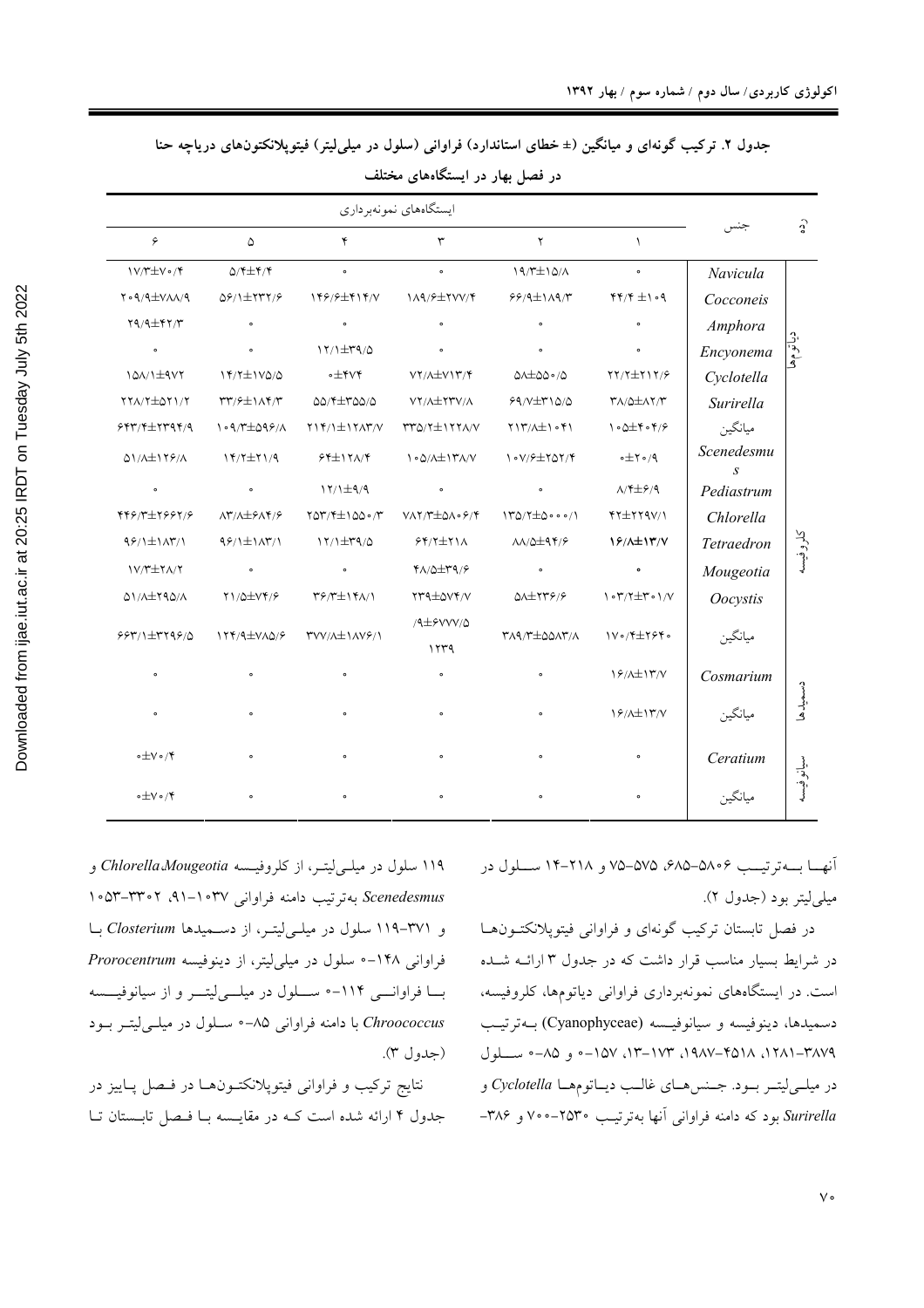جدول ۲. ترکیب گونه‌ای و میانگین (± خطای استاندارد) فراوانی (سلول در میلی‌لیتر) فیتوپلانکتون‌های دریاچه حنا در فصل بهار در ایستگاه‌های مختلف

| رده | جنس | ایستگاه‌های نمونه‌برداری ۱ | ۲ | ۳ | ۴ | ۵ | ۶ |
|---|---|---|---|---|---|---|---|
| دیاتوم‌ها | *Navicula* | ۰ | ۱۹/۳±۱۵/۸ | ۰ | ۰ | ۵/۴±۶/۴ | ۱۷/۳±۷۰/۴ |
| | *Cocconeis* | ۴۴/۴ ±۱۰۹ | ۶۶/۹±۱۸۹/۳ | ۱۸۹/۶±۲۷۷/۴ | ۱۴۶/۶±۴۱۴/۷ | ۵۶/۱±۲۳۲/۶ | ۲۰۹/۹±۷۸۸/۹ |
| | *Amphora* | ۰ | ۰ | ۰ | ۰ | ۰ | ۲۹/۹±۴۲/۳ |
| | *Encyonema* | ۰ | ۰ | ۰ | ۱۲/۱±۳۹/۵ | ۰ | ۰ |
| | *Cyclotella* | ۲۲/۲±۲۱۲/۶ | ۵۸±۵۵۰/۵ | ۷۲/۸±۷۱۳/۴ | ۰±۴۷۴ | ۱۴/۲±۱۷۵/۵ | ۱۵۸/۱±۹۷۲ |
| | *Surirella* | ۳۸/۵±۸۲/۳ | ۶۹/۷±۳۱۵/۵ | ۷۲/۸±۲۳۷/۸ | ۵۵/۴±۳۵۵/۵ | ۳۳/۶±۱۸۴/۳ | ۲۲۸/۲±۵۲۱/۲ |
| | میانگین | ۱۰۵±۴۰۴/۶ | ۲۱۳/۸±۱۰۴۱ | ۳۳۵/۲±۱۲۲۸/۷ | ۲۱۴/۱±۱۲۸۳/۷ | ۱۰۹/۳±۵۹۶/۸ | ۶۴۳/۴±۲۳۹۴/۹ |
| کلروفیسه | *Scenedesmus* | ۰±۲۰/۹ | ۱۰۷/۶±۲۵۲/۴ | ۱۰۵/۸±۱۳۸/۷ | ۶۴±۱۲۸/۴ | ۱۴/۲±۲۱/۹ | ۵۱/۸±۱۲۶/۸ |
| | *Pediastrum* | ۸/۴±۶/۹ | ۰ | ۰ | ۱۲/۱±۹/۹ | ۰ | ۰ |
| | *Chlorella* | ۴۲±۲۲۹۷/۱ | ۱۳۵/۲±۵۰۰۰/۱ | ۷۸۲/۳±۵۸۰۶/۴ | ۲۵۳/۴±۱۵۵۰/۳ | ۸۳/۸±۶۸۴/۶ | ۴۴۶/۳±۲۶۶۲/۶ |
| | *Tetraedron* | ۱۶/۸±۱۳/۷ | ۸۸/۵±۹۴/۶ | ۶۴/۲±۲۱۸ | ۱۲/۱±۳۹/۵ | ۹۶/۱±۱۸۳/۱ | ۹۶/۱±۱۸۳/۱ |
| | *Mougeotia* | ۰ | ۰ | ۴۸/۵±۳۹/۶ | ۰ | ۰ | ۱۷/۳±۲۸/۲ |
| | *Oocystis* | ۱۰۳/۲±۳۰۱/۷ | ۵۸±۲۳۶/۶ | ۲۳۹±۵۷۴/۷ | ۳۶/۳±۱۴۸/۱ | ۲۱/۵±۷۴/۶ | ۵۱/۸±۲۹۵/۸ |
| | میانگین | ۱۷۰/۴±۲۶۴۰ | ۳۸۹/۳±۵۵۸۳/۸ | ۱۲۳۹ /۹±۶۷۷۷/۵ | ۳۷۷/۸±۱۸۷۶/۱ | ۱۲۴/۹±۷۸۵/۶ | ۶۶۳/۱±۳۲۹۶/۵ |
| دسمیدها | *Cosmarium* | ۱۶/۸±۱۳/۷ | ۰ | ۰ | ۰ | ۰ | ۰ |
| | میانگین | ۱۶/۸±۱۳/۷ | ۰ | ۰ | ۰ | ۰ | ۰ |
| سیانوفیسه | *Ceratium* | ۰ | ۰ | ۰ | ۰ | ۰ | ۰±۷۰/۴ |
| | میانگین | ۰ | ۰ | ۰ | ۰ | ۰ | ۰±۷۰/۴ |

آنهـا بـه‌ترتیـب ۶۸۵-۵۸۰۶، ۷۵-۵۷۵ و ۱۴-۲۱۸ سـلول در میلی‌لیتر بود (جدول ۲).

در فصل تابستان ترکیب گونه‌ای و فراوانی فیتوپلانکتون‌ها در شرایط بسیار مناسب قرار داشت که در جدول ۳ ارائـه شـده است. در ایستگاه‌های نمونه‌برداری فراوانی دیاتوم‌ها، کلروفیسه، دسمیدها، دینوفیسه و سیانوفیسه (Cyanophyceae) بـه‌ترتیب ۱۲۸۱-۳۸۷۹، ۱۹۸۷-۴۵۱۸، ۱۳-۱۷۳، ۰-۱۵۷ و ۰-۸۵ سـلول در میلی‌لیتر بـود. جـنس‌هـای غالـب دیـاتوم‌هـا *Cyclotella* و *Surirella* بود که دامنه فراوانی آنها به‌ترتیب ۷۰۰-۲۵۳۰ و -۳۸۶ ۱۱۹ سلول در میلی‌لیتر، از کلروفیسه *Chlorella*،*Mougeotia* و *Scenedesmus* به‌ترتیب دامنه فراوانی ۹۱-۱۰۳۷، ۳۳۰۲-۱۰۵۳ و ۱۱۹-۳۷۱ سلول در میلی‌لیتر، از دسـمیدها *Closterium* بـا فراوانی ۰-۱۴۸ سلول در میلی‌لیتر، از دینوفیسه *Prorocentrum* بـا فراوانـی ۰-۱۱۴ سـلول در میلـی‌لیتـر و از سیانوفیسـه *Chroococcus* با دامنه فراوانی ۰-۸۵ سـلول در میلـی‌لیتـر بـود (جدول ۳).

نتایج ترکیب و فراوانی فیتوپلانکتـون‌هـا در فـصل پـاییز در جدول ۴ ارائه شده است کـه در مقایـسه بـا فـصل تابـستان تـا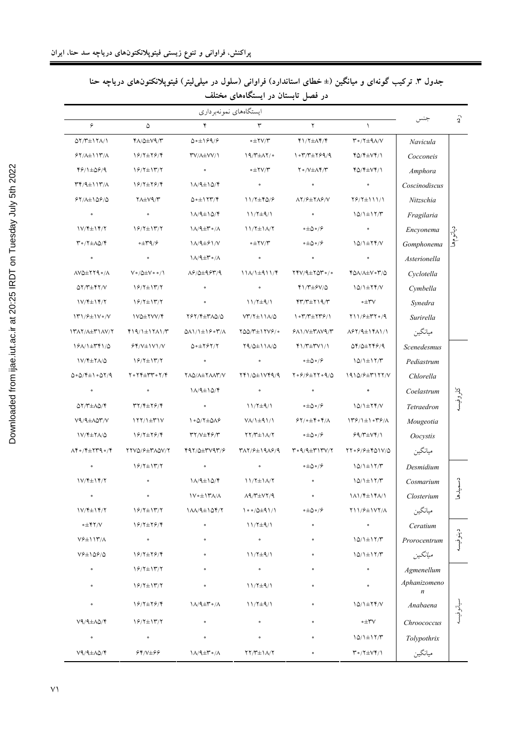جدول ۳. ترکیب گونه‌ای و میانگین (± خطای استاندارد) فراوانی (سلول در میلی‌لیتر) فیتوپلانکتون‌های دریاچه حنا در فصل تابستان در ایستگاه‌های مختلف

| رده | جنس | ایستگاه‌های نمونه‌برداری | | | | | |
|---|---|---|---|---|---|---|---|
| | | ۱ | ۲ | ۳ | ۴ | ۵ | ۶ |
| دیاتوم‌ها | *Navicula* | ۳۰/۲±۹۸/۷ | ۴۱/۲±۸۴/۴ | ۰±۲۷/۳ | ۵۰±۱۶۹/۶ | ۴۸/۵±۷۹/۳ | ۵۲/۳±۱۲۸/۱ |
| | *Cocconeis* | ۴۵/۴±۷۴/۱ | ۱۰۳/۳±۲۶۹/۹ | ۱۹/۳±۸۲/۰ | ۳۷/۸±۷۷/۱ | ۱۶/۲±۲۶/۴ | ۶۲/۸±۱۱۳/۸ |
| | *Amphora* | ۴۵/۴±۷۴/۱ | ۲۰/۷±۸۴/۳ | ۰±۲۷/۳ | ۰ | ۱۶/۲±۱۳/۲ | ۴۶/۱±۵۶/۹ |
| | *Coscinodiscus* | ۰ | ۰ | ۰ | ۱۸/۹±۱۵/۴ | ۱۶/۲±۲۶/۴ | ۳۴/۹±۱۱۳/۸ |
| | *Nitzschia* | ۲۶/۲±۱۱۱/۱ | ۸۲/۶±۲۸۶/۷ | ۱۱/۲±۴۵/۶ | ۵۰±۱۲۳/۴ | ۲۸±۷۹/۳ | ۶۲/۸±۱۵۶/۵ |
| | *Fragilaria* | ۱۵/۱±۱۲/۳ | ۰ | ۱۱/۲±۹/۱ | ۱۸/۹±۱۵/۴ | ۰ | ۰ |
| | *Encyonema* | ۰ | ۰±۵۰/۶ | ۱۱/۲±۱۸/۲ | ۱۸/۹±۳۰/۸ | ۱۶/۲±۱۳/۲ | ۱۷/۴±۱۴/۲ |
| | *Gomphonema* | ۱۵/۱±۲۴/۷ | ۰±۵۰/۶ | ۰±۲۷/۳ | ۱۸/۹±۶۱/۷ | ۰±۳۹/۶ | ۳۰/۲±۸۵/۴ |
| | *Asterionella* | ۰ | ۰ | ۰ | ۱۸/۹±۳۰/۸ | ۰ | ۰ |
| | *Cyclotella* | ۴۵۸/۸±۷۰۳/۵ | ۲۴۷/۹±۲۵۳۰/۰ | ۱۱۸/۱±۹۱۱/۴ | ۸۶/۵±۹۶۳/۹ | ۷۰/۵±۷۰۰/۱ | ۸۷۵±۲۲۹۰/۸ |
| | *Cymbella* | ۱۵/۱±۲۴/۷ | ۴۱/۳±۶۷/۵ | ۰ | ۰ | ۱۶/۲±۱۳/۲ | ۵۲/۳±۴۲/۷ |
| | *Synedra* | ۰±۳۷ | ۴۳/۳±۲۱۹/۳ | ۱۱/۲±۹/۱ | ۰ | ۱۶/۲±۱۳/۲ | ۱۷/۴±۱۴/۲ |
| | *Surirella* | ۲۱۱/۶±۳۲۰/۹ | ۱۰۳/۳±۲۳۶/۱ | ۷۳/۲±۱۱۸/۵ | ۲۶۲/۴±۳۸۵/۵ | ۱۷۵±۲۷۷/۴ | ۱۳۱/۶±۱۷۰/۷ |
| | میانگین | ۸۶۲/۹±۱۴۸۱/۱ | ۶۸۱/۷±۳۸۷۹/۳ | ۲۵۵/۳±۱۲۷۶/۰ | ۵۸۱/۱±۱۶۰۳/۸ | ۴۱۹/۱±۱۲۸۱/۳ | ۱۳۸۲/۸±۳۱۸۷/۲ |
| کلروفیسه | *Scenedesmus* | ۵۴/۵±۲۴۶/۹ | ۴۱/۳±۳۷۱/۱ | ۲۹/۵±۱۱۸/۵ | ۵۰±۲۶۲/۲ | ۶۴/۷±۱۷۱/۷ | ۱۶۸/۱±۳۴۱/۵ |
| | *Pediastrum* | ۱۵/۱±۱۲/۳ | ۰±۵۰/۶ | ۰ | ۰ | ۱۶/۲±۱۳/۲ | ۱۷/۴±۲۸/۵ |
| | *Chlorella* | ۱۹۱۵/۶±۳۱۲۲/۷ | ۲۰۶/۶±۲۲۰۹/۵ | ۲۴۱/۵±۱۷۴۹/۹ | ۲۸۵/۸±۲۸۸۳/۷ | ۲۰۲۴±۳۳۰۲/۴ | ۵۰۵/۴±۱۰۵۲/۹ |
| | *Coelastrum* | ۰ | ۰ | ۰ | ۱۸/۹±۱۵/۴ | ۰ | ۰ |
| | *Tetraedron* | ۱۵/۱±۲۴/۷ | ۰±۵۰/۶ | ۱۱/۲±۹/۱ | ۰ | ۳۲/۴±۲۶/۴ | ۵۲/۳±۸۵/۴ |
| | *Mougeotia* | ۱۳۶/۱±۱۰۳۶/۸ | ۶۲/۰±۴۰۴/۸ | ۷۸/۱±۹۱/۱ | ۱۰۵/۲±۵۸۶ | ۱۲۲/۱±۳۱۷ | ۷۹/۹±۸۵۳/۷ |
| | *Oocystis* | ۶۹/۳±۷۴/۱ | ۰±۵۰/۶ | ۲۲/۲±۱۸/۲ | ۳۲/۷±۴۶/۳ | ۱۶/۲±۲۶/۴ | ۱۷/۴±۲۸/۵ |
| | میانگین | ۲۲۰۶/۶±۴۵۱۷/۵ | ۳۰۹/۹±۳۱۳۷/۲ | ۳۸۲/۶±۱۹۸۶/۹ | ۴۹۲/۵±۳۷۹۳/۶ | ۲۲۷۵/۶±۳۸۵۷/۲ | ۸۴۰/۴±۲۳۹۰/۴ |
| دسمیدها | *Desmidium* | ۱۵/۱±۱۲/۳ | ۰±۵۰/۶ | ۰ | ۰ | ۱۶/۲±۱۳/۲ | ۰ |
| | *Cosmarium* | ۱۵/۱±۱۲/۳ | ۰ | ۱۱/۲±۱۸/۲ | ۱۸/۹±۱۵/۴ | ۰ | ۱۷/۴±۱۴/۲ |
| | *Closterium* | ۱۸۱/۴±۱۴۸/۱ | ۰ | ۸۹/۳±۷۲/۹ | ۱۷۰±۱۳۸/۸ | ۰ | ۰ |
| | میانگین | ۲۱۱/۶±۱۷۲/۸ | ۰±۵۰/۶ | ۱۰۰/۵±۹۱/۱ | ۱۸۸/۹±۱۵۴/۲ | ۱۶/۲±۱۳/۲ | ۱۷/۴±۱۴/۲ |
| دینوفیسه | *Ceratium* | ۰ | ۰ | ۱۱/۲±۹/۱ | ۰ | ۱۶/۲±۲۶/۴ | ۰±۴۲/۷ |
| | *Prorocentrum* | ۱۵/۱±۱۲/۳ | ۰ | ۰ | ۰ | ۰ | ۷۶±۱۱۳/۸ |
| | میانگین | ۱۵/۱±۱۲/۳ | ۰ | ۱۱/۲±۹/۱ | ۰ | ۱۶/۲±۲۶/۴ | ۷۶±۱۵۶/۵ |
| سیانوفیسه | *Agmenellum* | ۰ | ۰ | ۰ | ۰ | ۱۶/۲±۱۳/۲ | ۰ |
| | *Aphanizomenon* | ۰ | ۰ | ۱۱/۲±۹/۱ | ۰ | ۱۶/۲±۱۳/۲ | ۰ |
| | *Anabaena* | ۱۵/۱±۲۴/۷ | ۰ | ۱۱/۲±۹/۱ | ۱۸/۹±۳۰/۸ | ۱۶/۲±۲۶/۴ | ۰ |
| | *Chroococcus* | ۰±۳۷ | ۰ | ۰ | ۰ | ۱۶/۲±۱۳/۲ | ۷۹/۹±۸۵/۴ |
| | *Tolypothrix* | ۱۵/۱±۱۲/۳ | ۰ | ۰ | ۰ | ۰ | ۰ |
| | میانگین | ۳۰/۲±۷۴/۱ | ۰ | ۲۲/۳±۱۸/۲ | ۱۸/۹±۳۰/۸ | ۶۴/۷±۶۶ | ۷۹/۹±۸۵/۴ |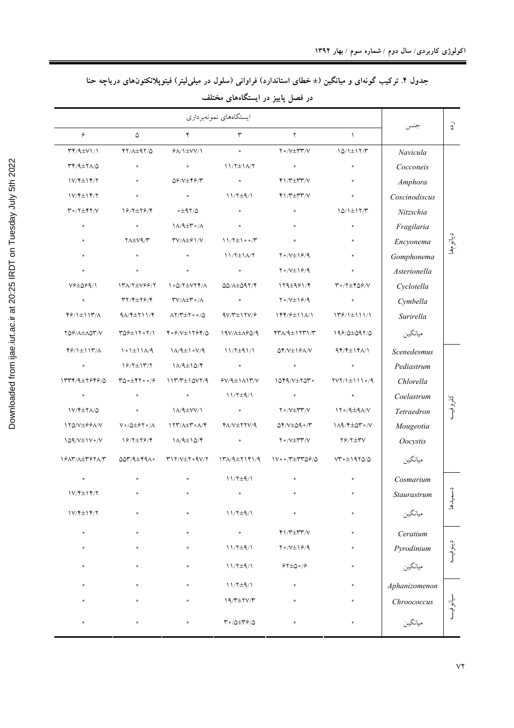جدول ۴. ترکیب گونه‌ای و میانگین (± خطای استاندارد) فراوانی (سلول در میلی‌لیتر) فیتوپلانکتون‌های دریاچه حنا در فصل پاییز در ایستگاه‌های مختلف

| رده | جنس | ایستگاه‌های نمونه‌برداری | | | | | |
|---|---|---|---|---|---|---|---|
| | | ۱ | ۲ | ۳ | ۴ | ۵ | ۶ |
| دیاتوم‌ها | *Navicula* | ۱۵/۱±۱۲/۳ | ۲۰/۷±۳۳/۷ | ۰ | ۶۸/۱±۷۷/۱ | ۴۲/۸±۹۲/۵ | ۳۴/۹±۷۱/۱ |
| | *Cocconeis* | ۰ | ۰ | ۱۱/۲±۱۸/۲ | ۰ | ۰ | ۳۴/۹±۲۸/۵ |
| | *Amphora* | ۰ | ۴۱/۳±۳۳/۷ | ۰ | ۵۶/۷±۴۶/۳ | ۰ | ۱۷/۴±۱۴/۲ |
| | *Coscinodiscus* | ۰ | ۴۱/۳±۳۳/۷ | ۱۱/۲±۹/۱ | ۰ | ۰ | ۱۷/۴±۱۴/۲ |
| | *Nitzschia* | ۱۵/۱±۱۲/۳ | ۰ | ۰ | ۰±۹۲/۵ | ۱۶/۲±۲۶/۴ | ۳۰/۲±۴۲/۷ |
| | *Fragilaria* | ۰ | ۰ | ۰ | ۱۸/۹±۳۰/۸ | ۰ | ۰ |
| | *Encyonema* | ۰ | ۰ | ۱۱/۲±۱۰۰/۳ | ۳۷/۸±۶۱/۷ | ۲۸±۷۹/۳ | ۰ |
| | *Gomphonema* | ۰ | ۲۰/۷±۱۶/۹ | ۱۱/۲±۱۸/۲ | ۰ | ۰ | ۰ |
| | *Asterionella* | ۰ | ۲۰/۷±۱۶/۹ | ۰ | ۰ | ۰ | ۰ |
| | *Cyclotella* | ۳۰/۲±۴۵۶/۷ | ۱۲۹±۹۶۱/۴ | ۵۵/۸±۵۹۲/۴ | ۱۰۵/۲±۷۲۴/۸ | ۱۳۸/۲±۷۶۶/۲ | ۷۶±۵۶۹/۱ |
| | *Cymbella* | ۰ | ۲۰/۷±۱۶/۹ | ۰ | ۳۷/۸±۳۰/۸ | ۳۲/۴±۲۶/۴ | ۰ |
| | *Surirella* | ۱۳۶/۱±۱۱۱/۱ | ۱۴۴/۶±۱۱۸/۱ | ۹۷/۳±۱۲۷/۶ | ۸۲/۳±۲۰۰/۵ | ۹۸/۴±۲۱۱/۴ | ۴۶/۱±۱۱۳/۸ |
| | میانگین | ۱۹۶/۵±۵۹۲/۵ | ۴۳۸/۹±۱۲۳۱/۳ | ۱۹۷/۸±۸۶۵/۹ | ۴۰۶/۷±۱۲۶۴/۵ | ۳۵۶±۱۲۰۲/۱ | ۲۵۶/۸±۸۵۳/۷ |
| کلروفیسه | *Scenedesmus* | ۹۴/۴±۱۴۸/۱ | ۵۴/۷±۱۶۸/۷ | ۱۱/۲±۹۱/۱ | ۱۸/۹±۱۰۷/۹ | ۱۰۱±۱۱۸/۹ | ۴۶/۱±۱۱۳/۸ |
| | *Pediastrum* | ۰ | ۰ | ۰ | ۱۸/۹±۱۵/۴ | ۱۶/۲±۱۳/۲ | ۰ |
| | *Chlorella* | ۲۷۲/۱±۱۱۰/۹ | ۱۵۴۹/۷±۲۵۳۰ | ۶۷/۹±۱۸۱۳/۷ | ۱۱۳/۳±۱۵۷۲/۹ | ۳۵۰±۴۲۰۰/۶ | ۱۳۳۴/۹±۲۶۴۶/۵ |
| | *Coelastrum* | ۰ | ۰ | ۱۱/۲±۹/۱ | ۰ | ۰ | ۰ |
| | *Tetraedron* | ۱۲۰/۹±۹۸/۷ | ۲۰/۷±۳۳/۷ | ۰ | ۱۸/۹±۷۷/۱ | ۰ | ۱۷/۴±۲۸/۵ |
| | *Mougeotia* | ۱۸۹/۴±۵۳۰/۷ | ۵۴/۷±۵۹۰/۳ | ۴۸/۷±۲۲۷/۹ | ۱۲۳/۸±۳۰۸/۴ | ۷۰/۵±۶۲۰/۸ | ۱۲۵/۷±۶۶۸/۷ |
| | *Oocystis* | ۲۶/۲±۳۷ | ۲۰/۷±۳۳/۷ | ۰ | ۱۸/۹±۱۵/۴ | ۱۶/۲±۲۶/۴ | ۱۵۹/۷±۱۷۰/۷ |
| | میانگین | ۷۳۰±۱۹۲۵/۵ | ۱۷۰۰/۳±۳۳۵۶/۵ | ۱۳۸/۹±۲۱۴۱/۹ | ۳۱۲/۷±۲۰۹۷/۲ | ۵۵۳/۹±۴۹۸۰ | ۱۶۸۳/۸±۳۶۲۸/۳ |
| دسمیدها | *Cosmarium* | ۰ | ۰ | ۱۱/۲±۹/۱ | ۰ | ۰ | ۰ |
| | *Staurastrum* | ۰ | ۰ | ۰ | ۰ | ۰ | ۱۷/۴±۱۴/۲ |
| | میانگین | ۰ | ۰ | ۱۱/۲±۹/۱ | ۰ | ۰ | ۱۷/۴±۱۴/۲ |
| دینوفیسه | *Ceratium* | ۰ | ۴۱/۳±۳۳/۷ | ۰ | ۰ | ۰ | ۰ |
| | *Pyrodinium* | ۰ | ۲۰/۷±۱۶/۹ | ۱۱/۲±۹/۱ | ۰ | ۰ | ۰ |
| | میانگین | ۰ | ۶۲±۵۰/۶ | ۱۱/۲±۹/۱ | ۰ | ۰ | ۰ |
| سیانوفیسه | *Aphanizomenon* | ۰ | ۰ | ۱۱/۲±۹/۱ | ۰ | ۰ | ۰ |
| | *Chroococcus* | ۰ | ۰ | ۱۹/۳±۲۷/۳ | ۰ | ۰ | ۰ |
| | میانگین | ۰ | ۰ | ۳۰/۵±۳۶/۵ | ۰ | ۰ | ۰ |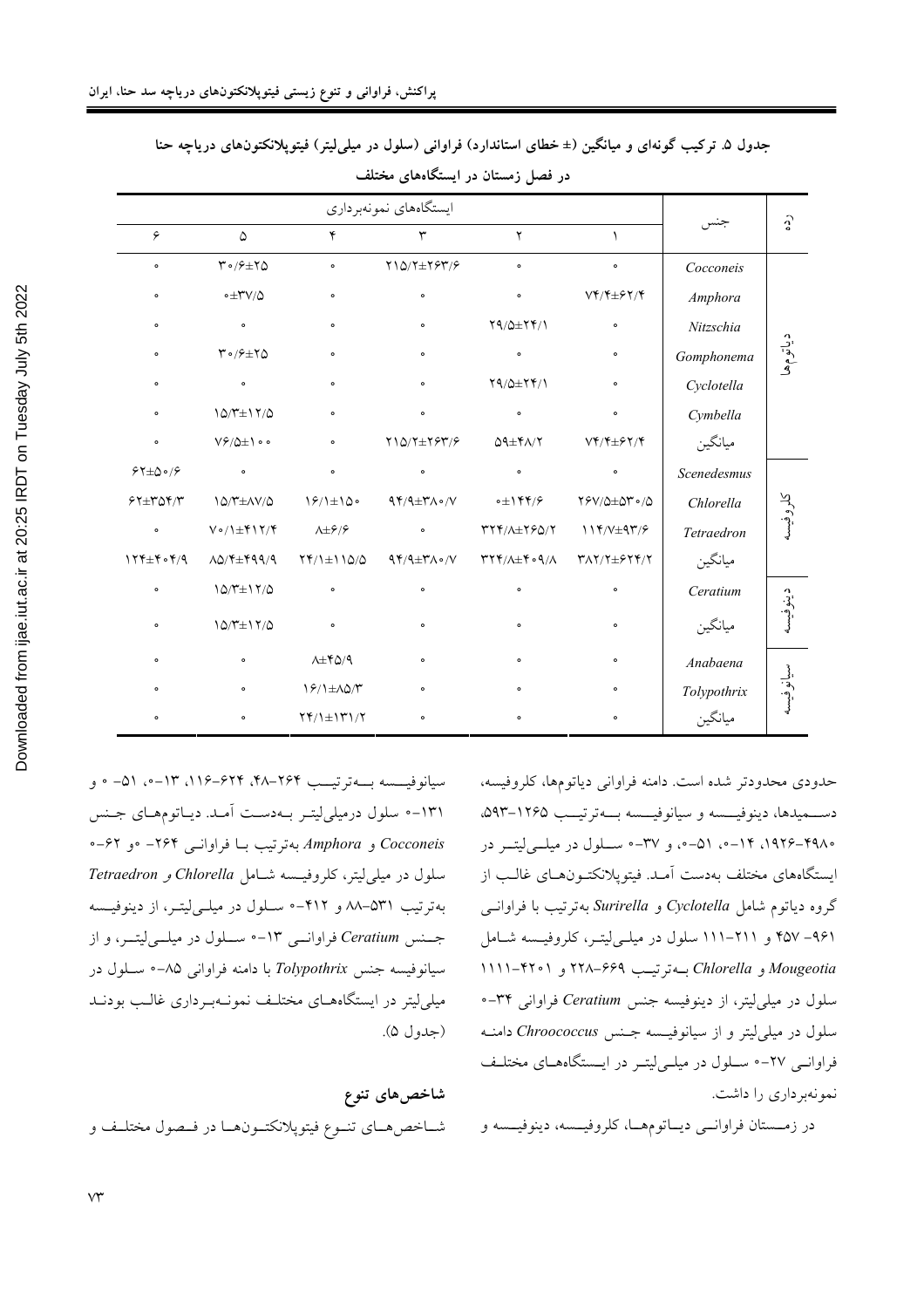جدول ۵. ترکیب گونه‌ای و میانگین (± خطای استاندارد) فراوانی (سلول در میلی‌لیتر) فیتوپلانکتون‌های دریاچه حنا در فصل زمستان در ایستگاه‌های مختلف

| رده | جنس | ایستگاه‌های نمونه‌برداری | | | | | |
|---|---|---|---|---|---|---|---|
| | | ۱ | ۲ | ۳ | ۴ | ۵ | ۶ |
| دیاتوم‌ها | *Cocconeis* | ۰ | ۰ | ۲۱۵/۲±۲۶۳/۶ | ۰ | ۳۰/۶±۲۵ | ۰ |
| | *Amphora* | ۷۴/۴±۶۲/۴ | ۰ | ۰ | ۰ | ۰±۳۷/۵ | ۰ |
| | *Nitzschia* | ۰ | ۲۹/۵±۲۴/۱ | ۰ | ۰ | ۰ | ۰ |
| | *Gomphonema* | ۰ | ۰ | ۰ | ۰ | ۳۰/۶±۲۵ | ۰ |
| | *Cyclotella* | ۰ | ۲۹/۵±۲۴/۱ | ۰ | ۰ | ۰ | ۰ |
| | *Cymbella* | ۰ | ۰ | ۰ | ۰ | ۱۵/۳±۱۲/۵ | ۰ |
| | میانگین | ۷۴/۴±۶۲/۴ | ۵۹±۴۸/۲ | ۲۱۵/۲±۲۶۳/۶ | ۰ | ۷۶/۵±۱۰۰ | ۰ |
| کلروفیسه | *Scenedesmus* | ۰ | ۰ | ۰ | ۰ | ۰ | ۶۲±۵۰/۶ |
| | *Chlorella* | ۲۶۷/۵±۵۳۰/۵ | ۰±۱۴۴/۶ | ۹۴/۹±۳۸۰/۷ | ۱۶/۱±۱۵۰ | ۱۵/۳±۸۷/۵ | ۶۲±۳۵۴/۳ |
| | *Tetraedron* | ۱۱۴/۷±۹۳/۶ | ۳۲۴/۸±۲۶۵/۲ | ۰ | ۸±۶/۶ | ۷۰/۱±۴۱۲/۴ | ۰ |
| | میانگین | ۳۸۲/۲±۶۲۴/۲ | ۳۲۴/۸±۴۰۹/۸ | ۹۴/۹±۳۸۰/۷ | ۲۴/۱±۱۱۵/۵ | ۸۵/۴±۴۹۹/۹ | ۱۲۴±۴۰۴/۹ |
| دینوفیسه | *Ceratium* | ۰ | ۰ | ۰ | ۰ | ۱۵/۳±۱۲/۵ | ۰ |
| | میانگین | ۰ | ۰ | ۰ | ۰ | ۱۵/۳±۱۲/۵ | ۰ |
| سیانوفیسه | *Anabaena* | ۰ | ۰ | ۰ | ۸±۴۵/۹ | ۰ | ۰ |
| | *Tolypothrix* | ۰ | ۰ | ۰ | ۱۶/۱±۸۵/۳ | ۰ | ۰ |
| | میانگین | ۰ | ۰ | ۰ | ۲۴/۱±۱۳۱/۲ | ۰ | ۰ |

حدودی محدودتر شده است. دامنه فراوانی دیاتوم‌ها، کلروفیسه، دسمیدها، دینوفیسه و سیانوفیسه به‌ترتیب ۱۲۶۵-۵۹۳، ۴۹۸۰-۱۹۲۶، ۱۴-۰، ۵۱-۰، و ۳۷-۰ سلول در میلی‌لیتر در ایستگاه‌های مختلف به‌دست آمد. فیتوپلانکتون‌های غالب از گروه دیاتوم شامل *Cyclotella* و *Surirella* به‌ترتیب با فراوانی ۹۶۱- ۴۵۷ و ۲۱۱-۱۱۱ سلول در میلی‌لیتر، کلروفیسه شامل *Mougeotia* و *Chlorella* به‌ترتیب ۶۶۹-۲۲۸ و ۴۲۰۱-۱۱۱۱ سلول در میلی‌لیتر، از دینوفیسه جنس *Ceratium* فراوانی ۳۴-۰ سلول در میلی‌لیتر و از سیانوفیسه جنس *Chroococcus* دامنه فراوانی ۲۷-۰ سلول در میلی‌لیتر در ایستگاه‌های مختلف نمونه‌برداری را داشت.

در زمستان فراوانی دیاتوم‌ها، کلروفیسه، دینوفیسه و سیانوفیسه به‌ترتیب ۲۶۴-۴۸، ۶۲۴-۱۱۶، ۱۳-۰، ۵۱- ۰ و ۱۳۱-۰ سلول درمیلی‌لیتر به‌دست آمد. دیاتوم‌های جنس *Cocconeis* و *Amphora* به‌ترتیب با فراوانی ۲۶۴- ۰و ۶۲-۰ سلول در میلی‌لیتر، کلروفیسه شامل *Chlorella* و *Tetraedron* به‌ترتیب ۵۳۱-۸۸ و ۴۱۲-۰ سلول در میلی‌لیتر، از دینوفیسه جنس *Ceratium* فراوانی ۱۳-۰ سلول در میلی‌لیتر، و از سیانوفیسه جنس *Tolypothrix* با دامنه فراوانی ۸۵-۰ سلول در میلی‌لیتر در ایستگاه‌های مختلف نمونه‌برداری غالب بودند (جدول ۵).

### شاخص‌های تنوع

شاخص‌های تنوع فیتوپلانکتون‌ها در فصول مختلف و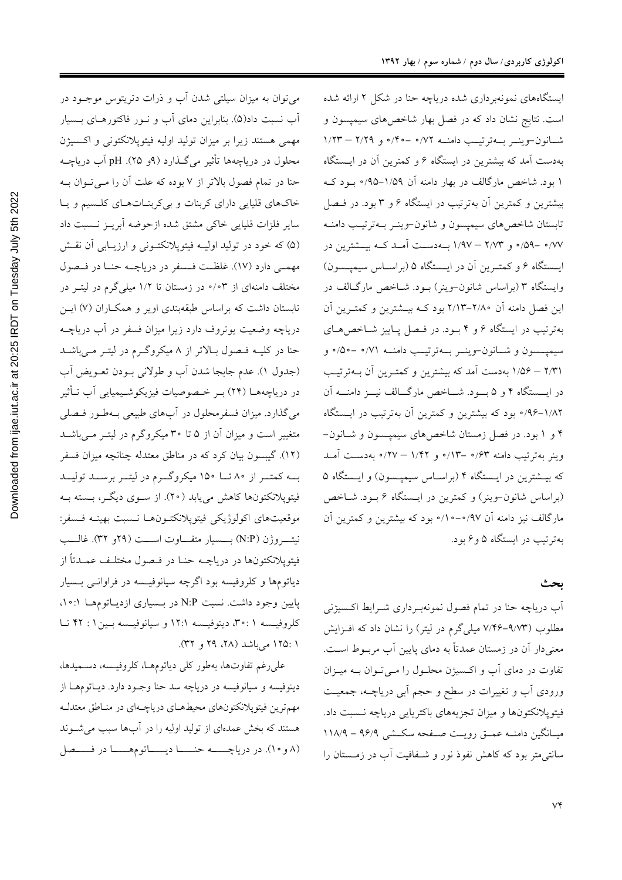ایستگاه‌های نمونه‌برداری شده دریاچه حنا در شکل ۲ ارائه شده است. نتایج نشان داد که در فصل بهار شاخص‌های سیمپسون و شانون-وینر به‌ترتیب دامنه ۰/۷۲ -۰/۴۰ و ۲/۲۹ – ۱/۲۳ به‌دست آمد که بیشترین در ایستگاه ۶ و کمترین آن در ایستگاه ۱ بود. شاخص مارگالف در بهار دامنه آن ۱/۵۹-۰/۹۵ بود که بیشترین و کمترین آن به‌ترتیب در ایستگاه ۶ و ۳ بود. در فصل تابستان شاخص‌های سیمپسون و شانون-وینر به‌ترتیب دامنه ۰/۷۷ -۰/۵۹ و ۲/۷۳ – ۱/۹۷ به‌دست آمد که بیشترین در ایستگاه ۶ و کمترین آن در ایستگاه ۵ (براساس سیمپسون) وایستگاه ۳ (براساس شانون-وینر) بود. شاخص مارگالف در این فصل دامنه آن ۲/۸۰-۲/۱۳ بود که بیشترین و کمترین آن به‌ترتیب در ایستگاه ۶ و ۴ بود. در فصل پاییز شاخص‌های سیمپسون و شانون-وینر به‌ترتیب دامنه ۰/۷۱ -۰/۵۰ و ۲/۳۱ – ۱/۵۶ به‌دست آمد که بیشترین و کمترین آن به‌ترتیب در ایستگاه ۴ و ۵ بود. شاخص مارگالف نیز دامنه آن ۱/۸۲-۰/۹۶ بود که بیشترین و کمترین آن به‌ترتیب در ایستگاه ۴ و ۱ بود. در فصل زمستان شاخص‌های سیمپسون و شانون-وینر به‌ترتیب دامنه ۰/۶۳ -۰/۱۳ و ۱/۴۲ – ۰/۲۷ به‌دست آمد که بیشترین در ایستگاه ۴ (براساس سیمپسون) و ایستگاه ۵ (براساس شانون-وینر) و کمترین در ایستگاه ۶ بود. شاخص مارگالف نیز دامنه آن ۰/۹۷-۰/۱۰ بود که بیشترین و کمترین آن به‌ترتیب در ایستگاه ۵ و ۶ بود.

## بحث

آب دریاچه حنا در تمام فصول نمونه‌برداری شرایط اکسیژنی مطلوب (۹/۷۳-۷/۴۶ میلی‌گرم در لیتر) را نشان داد که افزایش معنی‌دار آن در زمستان عمدتاً به دمای پایین آب مربوط است. تفاوت در دمای آب و اکسیژن محلول را می‌توان به میزان ورودی آب و تغییرات در سطح و حجم آبی دریاچه، جمعیت فیتوپلانکتون‌ها و میزان تجزیه‌های باکتریایی دریاچه نسبت داد. میانگین دامنه عمق رویت صفحه سکشی ۹۶/۹ – ۱۱۸/۹ سانتی‌متر بود که کاهش نفوذ نور و شفافیت آب در زمستان را می‌توان به میزان سیلتی شدن آب و ذرات دتریتوس موجود در آب نسبت داد(۵). بنابراین دمای آب و نور فاکتورهای بسیار مهمی هستند زیرا بر میزان تولید اولیه فیتوپلانکتونی و اکسیژن محلول در دریاچه‌ها تأثیر می‌گذارد (۹و ۲۵). pH آب دریاچه حنا در تمام فصول بالاتر از ۷ بوده که علت آن را می‌توان به خاک‌های قلیایی دارای کربنات و بی‌کربنات‌های کلسیم و یا سایر فلزات قلیایی خاکی مشتق شده ازحوضه آبریز نسبت داد (۵) که خود در تولید اولیه فیتوپلانکتونی و ارزیابی آن نقش مهمی دارد (۱۷). غلظت فسفر در دریاچه حنا در فصول مختلف دامنه‌ای از ۰/۰۳ در زمستان تا ۱/۲ میلی‌گرم در لیتر در تابستان داشت که براساس طبقه‌بندی اویر و همکاران (۷) این دریاچه وضعیت یوتروف دارد زیرا میزان فسفر در آب دریاچه حنا در کلیه فصول بالاتر از ۸ میکروگرم در لیتر می‌باشد (جدول ۱). عدم جابجا شدن آب و طولانی بودن تعویض آب در دریاچه‌ها (۲۴) بر خصوصیات فیزیکوشیمیایی آب تأثیر می‌گذارد. میزان فسفرمحلول در آب‌های طبیعی به‌طور فصلی متغیر است و میزان آن از ۵ تا ۳۰ میکروگرم در لیتر می‌باشد (۱۲). گیبسون بیان کرد که در مناطق معتدله چنانچه میزان فسفر به کمتر از ۸۰ تا ۱۵۰ میکروگرم در لیتر برسد تولید فیتوپلانکتون‌ها کاهش می‌یابد (۲۰). از سوی دیگر، بسته به موقعیت‌های اکولوژیکی فیتوپلانکتون‌ها نسبت بهینه فسفر: نیتروژن (N:P) بسیار متفاوت است (۲۹و ۳۲). غالب فیتوپلانکتون‌ها در دریاچه حنا در فصول مختلف عمدتاً از دیاتوم‌ها و کلروفیسه بود اگرچه سیانوفیسه در فراوانی بسیار پایین وجود داشت. نسبت N:P در بسیاری ازدیاتوم‌ها ۱۰:۱، کلروفیسه ۱ :۳۰، دینوفیسه ۱۲:۱ و سیانوفیسه بین۱ : ۴۲ تا ۱ :۱۲۵ می‌باشد (۲۸، ۲۹ و ۳۲).

علی‌رغم تفاوت‌ها، به‌طور کلی دیاتوم‌ها، کلروفیسه، دسمیدها، دینوفیسه و سیانوفیسه در دریاچه سد حنا وجود دارد. دیاتوم‌ها از مهم‌ترین فیتوپلانکتون‌های محیط‌های دریاچه‌ای در مناطق معتدله هستند که بخش عمده‌ای از تولید اولیه را در آب‌ها سبب می‌شوند (۸ و ۱۰). در دریاچه حنا دیاتوم‌ها در فصل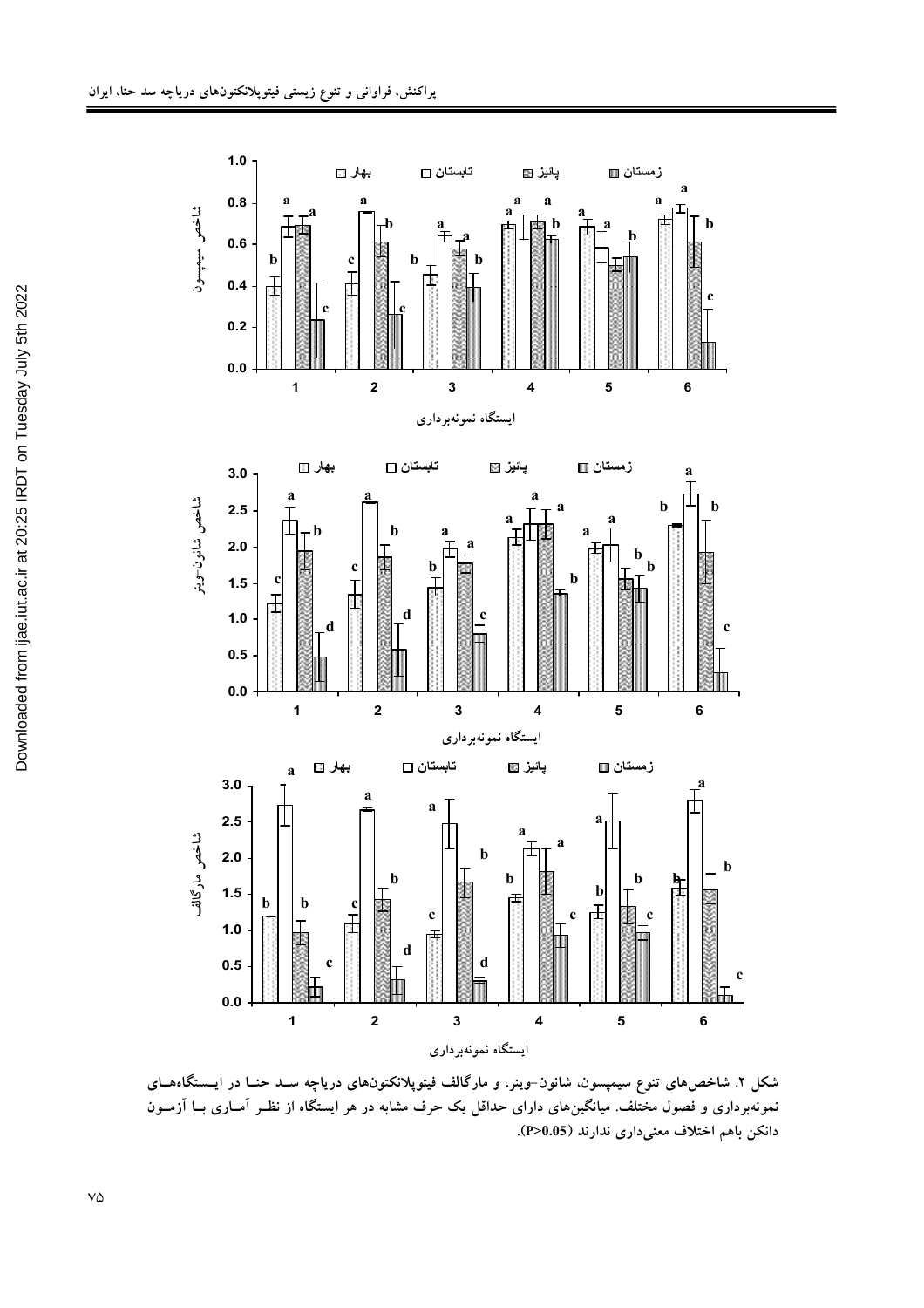شکل ۲. شاخص‌های تنوع سیمپسون، شانون-وینر، و مارگالف فیتوپلانکتون‌های دریاچه سد حنا در ایستگاه‌های نمونه‌برداری و فصول مختلف. میانگین‌های دارای حداقل یک حرف مشابه در هر ایستگاه از نظر آماری با آزمون دانکن باهم اختلاف معنی‌داری ندارند ($P>0.05$).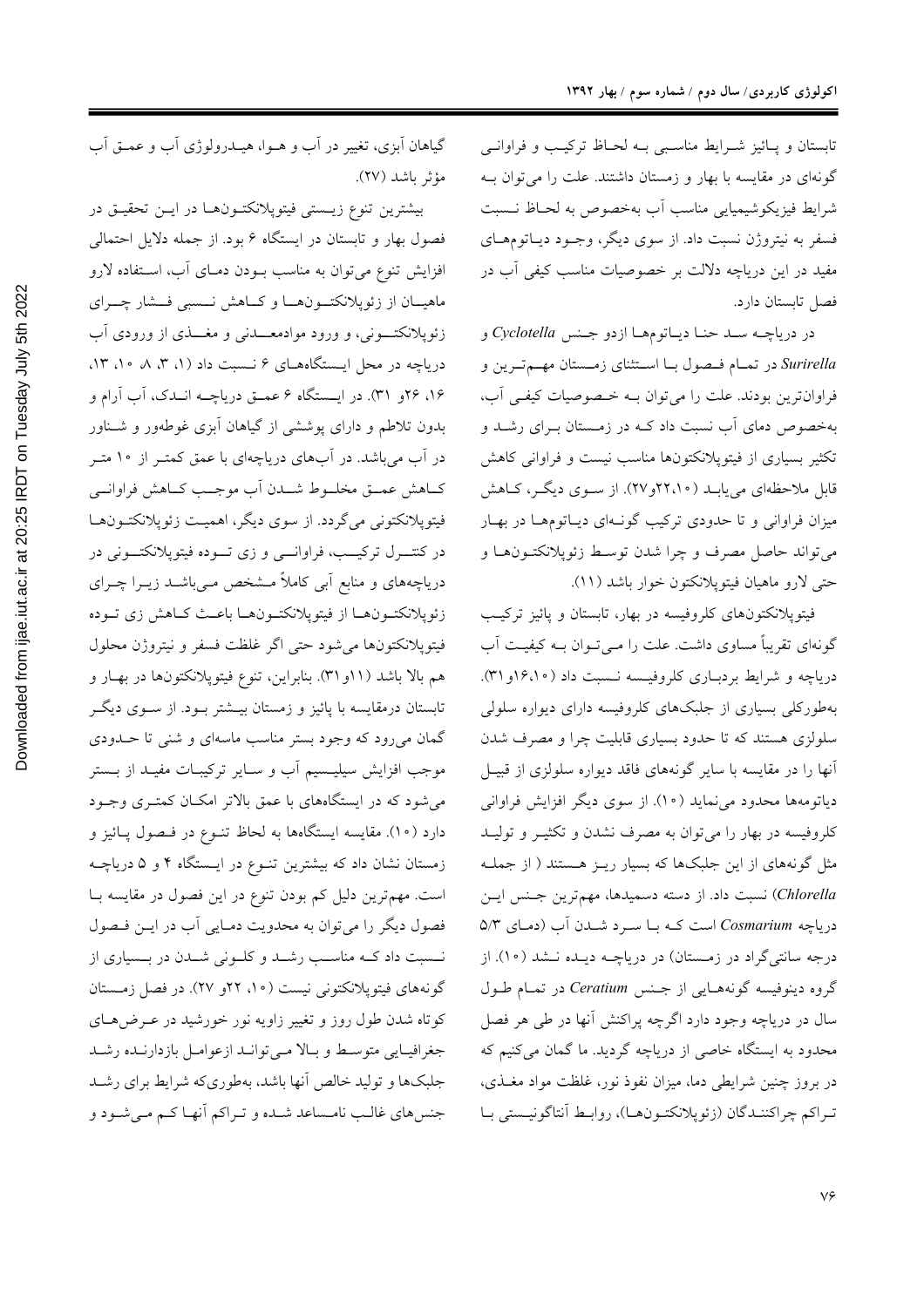تابستان و پائیز شرایط مناسبی به لحاظ ترکیب و فراوانی گونه‌ای در مقایسه با بهار و زمستان داشتند. علت را می‌توان به شرایط فیزیکوشیمیایی مناسب آب به‌خصوص به لحاظ نسبت فسفر به نیتروژن نسبت داد. از سوی دیگر، وجود دیاتوم‌های مفید در این دریاچه دلالت بر خصوصیات مناسب کیفی آب در فصل تابستان دارد.

در دریاچه سد حنا دیاتوم‌ها ازدو جنس *Cyclotella* و *Surirella* در تمام فصول با استثنای زمستان مهم‌ترین و فراوان‌ترین بودند. علت را می‌توان به خصوصیات کیفی آب، به‌خصوص دمای آب نسبت داد که در زمستان برای رشد و تکثیر بسیاری از فیتوپلانکتون‌ها مناسب نیست و فراوانی کاهش قابل ملاحظه‌ای می‌یابد (۱۰،۲۲و۲۷). از سوی دیگر، کاهش میزان فراوانی و تا حدودی ترکیب گونه‌ای دیاتوم‌ها در بهار می‌تواند حاصل مصرف و چرا شدن توسط زئوپلانکتون‌ها و حتی لارو ماهیان فیتوپلانکتون خوار باشد (۱۱).

فیتوپلانکتون‌های کلروفیسه در بهار، تابستان و پائیز ترکیب گونه‌ای تقریباً مساوی داشت. علت را می‌توان به کیفیت آب دریاچه و شرایط بردباری کلروفیسه نسبت داد (۱۰،۱۶و۳۱). به‌طورکلی بسیاری از جلبک‌های کلروفیسه دارای دیواره سلولی سلولزی هستند که تا حدود بسیاری قابلیت چرا و مصرف شدن آنها را در مقایسه با سایر گونه‌های فاقد دیواره سلولزی از قبیل دیاتومه‌ها محدود می‌نماید (۱۰). از سوی دیگر افزایش فراوانی کلروفیسه در بهار را می‌توان به مصرف نشدن و تکثیر و تولید مثل گونه‌های از این جلبک‌ها که بسیار ریز هستند ( از جمله *Chlorella*) نسبت داد. از دسته دسمیدها، مهم‌ترین جنس این دریاچه *Cosmarium* است که با سرد شدن آب (دمای ۵/۳ درجه سانتی‌گراد در زمستان) در دریاچه دیده نشد (۱۰). از گروه دینوفیسه گونه‌هایی از جنس *Ceratium* در تمام طول سال در دریاچه وجود دارد اگرچه پراکنش آنها در طی هر فصل محدود به ایستگاه خاصی از دریاچه گردید. ما گمان می‌کنیم که در بروز چنین شرایطی دما، میزان نفوذ نور، غلظت مواد مغذی، تراکم چراکنندگان (زئوپلانکتون‌ها)، روابط آنتاگونیستی با گیاهان آبزی، تغییر در آب و هوا، هیدرولوژی آب و عمق آب مؤثر باشد (۲۷).

بیشترین تنوع زیستی فیتوپلانکتون‌ها در این تحقیق در فصول بهار و تابستان در ایستگاه ۶ بود. از جمله دلایل احتمالی افزایش تنوع می‌توان به مناسب بودن دمای آب، استفاده لارو ماهیان از زئوپلانکتون‌ها و کاهش نسبی فشار چرای زئوپلانکتونی، و ورود موادمعدنی و مغذی از ورودی آب دریاچه در محل ایستگاه‌های ۶ نسبت داد (۱، ۳، ۸، ۱۰، ۱۳، ۱۶، ۲۶و ۳۱). در ایستگاه ۶ عمق دریاچه اندک، آب آرام و بدون تلاطم و دارای پوششی از گیاهان آبزی غوطه‌ور و شناور در آب می‌باشد. در آب‌های دریاچه‌ای با عمق کمتر از ۱۰ متر کاهش عمق مخلوط شدن آب موجب کاهش فراوانی فیتوپلانکتونی می‌گردد. از سوی دیگر، اهمیت زئوپلانکتون‌ها در کنترل ترکیب، فراوانی و زی توده فیتوپلانکتونی در دریاچه‌ها و منابع آبی کاملاً مشخص می‌باشد زیرا چرای زئوپلانکتون‌ها از فیتوپلانکتون‌ها باعث کاهش زی توده فیتوپلانکتون‌ها می‌شود حتی اگر غلظت فسفر و نیتروژن محلول هم بالا باشد (۱۱و۳۱). بنابراین، تنوع فیتوپلانکتون‌ها در بهار و تابستان درمقایسه با پائیز و زمستان بیشتر بود. از سوی دیگر گمان می‌رود که وجود بستر مناسب ماسه‌ای و شنی تا حدودی موجب افزایش سیلیسیم آب و سایر ترکیبات مفید از بستر می‌شود که در ایستگاه‌های با عمق بالاتر امکان کمتری وجود دارد (۱۰). مقایسه ایستگاه‌ها به لحاظ تنوع در فصول پائیز و زمستان نشان داد که بیشترین تنوع در ایستگاه ۴ و ۵ دریاچه است. مهم‌ترین دلیل کم بودن تنوع در این فصول در مقایسه با فصول دیگر را می‌توان به محدویت دمایی آب در این فصول نسبت داد که مناسب رشد و کلونی شدن در بسیاری از گونه‌های فیتوپلانکتونی نیست (۱۰، ۲۲و ۲۷). در فصل زمستان کوتاه شدن طول روز و تغییر زاویه نور خورشید در عرض‌های جغرافیایی متوسط و بالا می‌توانند ازعوامل بازدارنده رشد جلبک‌ها و تولید خالص آنها باشد، به‌طوری‌که شرایط برای رشد جنس‌های غالب نامساعد شده و تراکم آنها کم می‌شود و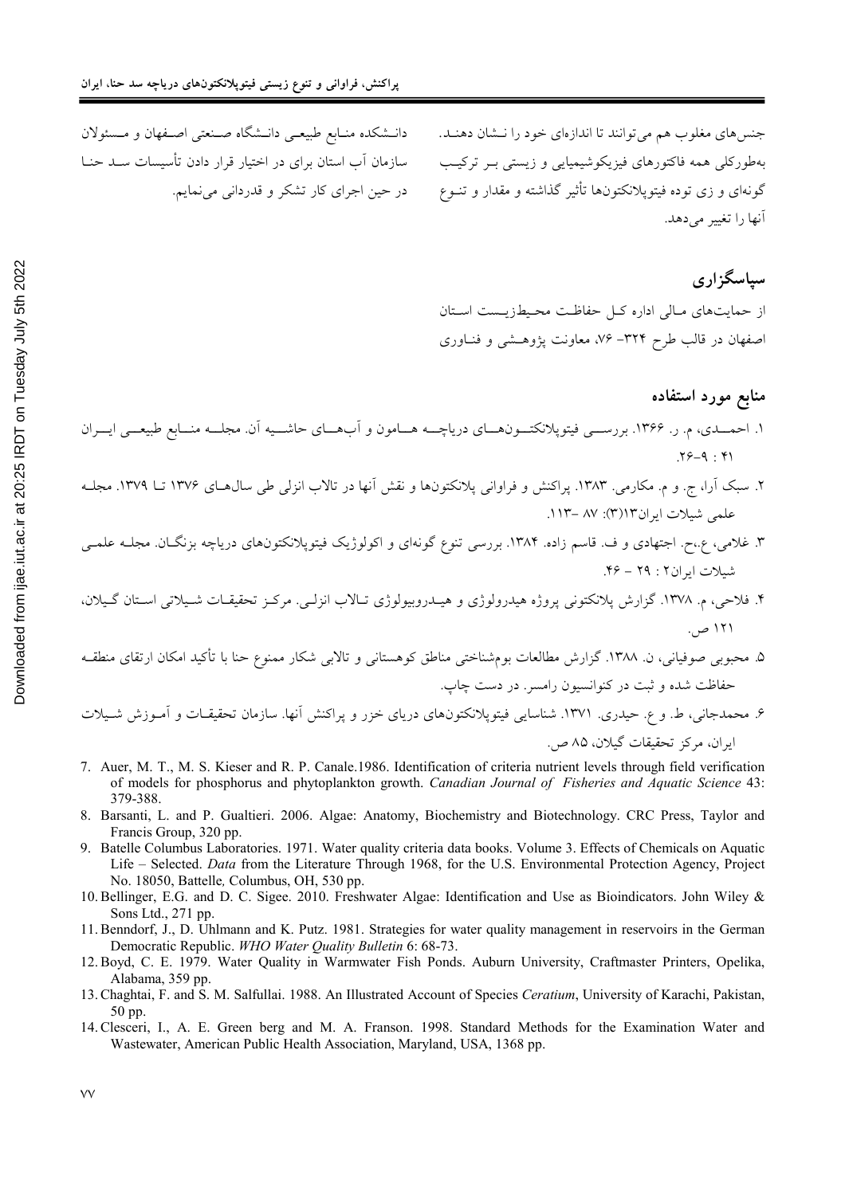جنس‌های مغلوب هم می‌توانند تا اندازه‌ای خود را نشان دهند. به‌طورکلی همه فاکتورهای فیزیکوشیمیایی و زیستی بر ترکیب گونه‌ای و زی توده فیتوپلانکتون‌ها تأثیر گذاشته و مقدار و تنوع آنها را تغییر می‌دهد.

## سپاسگزاری

از حمایت‌های مالی اداره کل حفاظت محیط‌زیست استان اصفهان در قالب طرح ۳۲۴- ۷۶، معاونت پژوهشی و فناوری دانشکده منابع طبیعی دانشگاه صنعتی اصفهان و مسئولان سازمان آب استان برای در اختیار قرار دادن تأسیسات سد حنا در حین اجرای کار تشکر و قدردانی می‌نمایم.

## منابع مورد استفاده

۱. احمدی، م. ر. ۱۳۶۶. بررسی فیتوپلانکتون‌های دریاچه هامون و آب‌های حاشیه آن. مجله منابع طبیعی ایران ۴۱ : ۹-۲۶.

۲. سبک آرا، ج. و م. مکارمی. ۱۳۸۳. پراکنش و فراوانی پلانکتون‌ها و نقش آنها در تالاب انزلی طی سال‌های ۱۳۷۶ تا ۱۳۷۹. مجله علمی شیلات ایران۱۳(۳): ۸۷ -۱۱۳.

۳. غلامی، ع.،ح. اجتهادی و ف. قاسم زاده. ۱۳۸۴. بررسی تنوع گونه‌ای و اکولوژیک فیتوپلانکتون‌های دریاچه بزنگان. مجله علمی شیلات ایران۲ : ۲۹ - ۴۶.

۴. فلاحی، م. ۱۳۷۸. گزارش پلانکتونی پروژه هیدرولوژی و هیدروبیولوژی تالاب انزلی. مرکز تحقیقات شیلاتی استان گیلان، ۱۲۱ ص.

۵. محبوبی صوفیانی، ن. ۱۳۸۸. گزارش مطالعات بوم‌شناختی مناطق کوهستانی و تالابی شکار ممنوع حنا با تأکید امکان ارتقای منطقه حفاظت شده و ثبت در کنوانسیون رامسر. در دست چاپ.

۶. محمدجانی، ط. و ع. حیدری. ۱۳۷۱. شناسایی فیتوپلانکتون‌های دریای خزر و پراکنش آنها. سازمان تحقیقات و آموزش شیلات ایران، مرکز تحقیقات گیلان، ۸۵ ص.

7. Auer, M. T., M. S. Kieser and R. P. Canale.1986. Identification of criteria nutrient levels through field verification of models for phosphorus and phytoplankton growth. *Canadian Journal of Fisheries and Aquatic Science* 43: 379-388.
8. Barsanti, L. and P. Gualtieri. 2006. Algae: Anatomy, Biochemistry and Biotechnology. CRC Press, Taylor and Francis Group, 320 pp.
9. Batelle Columbus Laboratories. 1971. Water quality criteria data books. Volume 3. Effects of Chemicals on Aquatic Life – Selected. *Data* from the Literature Through 1968, for the U.S. Environmental Protection Agency, Project No. 18050, Battelle*,* Columbus, OH, 530 pp.
10. Bellinger, E.G. and D. C. Sigee. 2010. Freshwater Algae: Identification and Use as Bioindicators. John Wiley & Sons Ltd., 271 pp.
11. Benndorf, J., D. Uhlmann and K. Putz. 1981. Strategies for water quality management in reservoirs in the German Democratic Republic. *WHO Water Quality Bulletin* 6: 68-73.
12. Boyd, C. E. 1979. Water Quality in Warmwater Fish Ponds. Auburn University, Craftmaster Printers, Opelika, Alabama, 359 pp.
13. Chaghtai, F. and S. M. Salfullai. 1988. An Illustrated Account of Species *Ceratium*, University of Karachi, Pakistan, 50 pp.
14. Clesceri, I., A. E. Green berg and M. A. Franson. 1998. Standard Methods for the Examination Water and Wastewater, American Public Health Association, Maryland, USA, 1368 pp.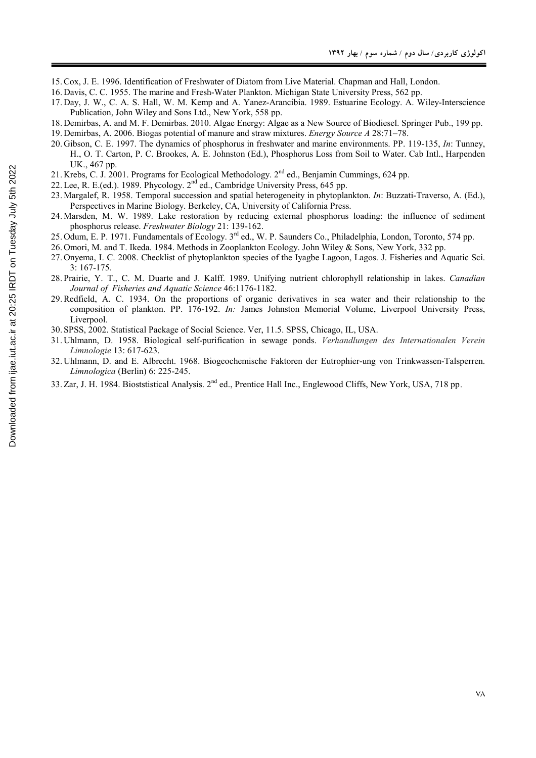15. Cox, J. E. 1996. Identification of Freshwater of Diatom from Live Material. Chapman and Hall, London.
16. Davis, C. C. 1955. The marine and Fresh-Water Plankton. Michigan State University Press, 562 pp.
17. Day, J. W., C. A. S. Hall, W. M. Kemp and A. Yanez-Arancibia. 1989. Estuarine Ecology. A. Wiley-Interscience Publication, John Wiley and Sons Ltd., New York, 558 pp.
18. Demirbas, A. and M. F. Demirbas. 2010. Algae Energy: Algae as a New Source of Biodiesel. Springer Pub., 199 pp.
19. Demirbas, A. 2006. Biogas potential of manure and straw mixtures. *Energy Source A* 28:71–78.
20. Gibson, C. E. 1997. The dynamics of phosphorus in freshwater and marine environments. PP. 119-135, *In*: Tunney, H., O. T. Carton, P. C. Brookes, A. E. Johnston (Ed.), Phosphorus Loss from Soil to Water. Cab Intl., Harpenden UK., 467 pp.
21. Krebs, C. J. 2001. Programs for Ecological Methodology. 2nd ed., Benjamin Cummings, 624 pp.
22. Lee, R. E.(ed.). 1989. Phycology. 2nd ed., Cambridge University Press, 645 pp.
23. Margalef, R. 1958. Temporal succession and spatial heterogeneity in phytoplankton. *In*: Buzzati-Traverso, A. (Ed.), Perspectives in Marine Biology. Berkeley, CA, University of California Press.
24. Marsden, M. W. 1989. Lake restoration by reducing external phosphorus loading: the influence of sediment phosphorus release. *Freshwater Biology* 21: 139-162.
25. Odum, E. P. 1971. Fundamentals of Ecology. 3rd ed., W. P. Saunders Co., Philadelphia, London, Toronto, 574 pp.
26. Omori, M. and T. Ikeda. 1984. Methods in Zooplankton Ecology. John Wiley & Sons, New York, 332 pp.
27. Onyema, I. C. 2008. Checklist of phytoplankton species of the Iyagbe Lagoon, Lagos. J. Fisheries and Aquatic Sci. 3: 167-175.
28. Prairie, Y. T., C. M. Duarte and J. Kalff. 1989. Unifying nutrient chlorophyll relationship in lakes. *Canadian Journal of Fisheries and Aquatic Science* 46:1176-1182.
29. Redfield, A. C. 1934. On the proportions of organic derivatives in sea water and their relationship to the composition of plankton. PP. 176-192. *In:* James Johnston Memorial Volume, Liverpool University Press, Liverpool.
30. SPSS, 2002. Statistical Package of Social Science. Ver, 11.5. SPSS, Chicago, IL, USA.
31. Uhlmann, D. 1958. Biological self-purification in sewage ponds. *Verhandlungen des Internationalen Verein Limnologie* 13: 617-623.
32. Uhlmann, D. and E. Albrecht. 1968. Biogeochemische Faktoren der Eutrophier-ung von Trinkwassen-Talsperren. *Limnologica* (Berlin) 6: 225-245.
33. Zar, J. H. 1984. Bioststistical Analysis. 2nd ed., Prentice Hall Inc., Englewood Cliffs, New York, USA, 718 pp.